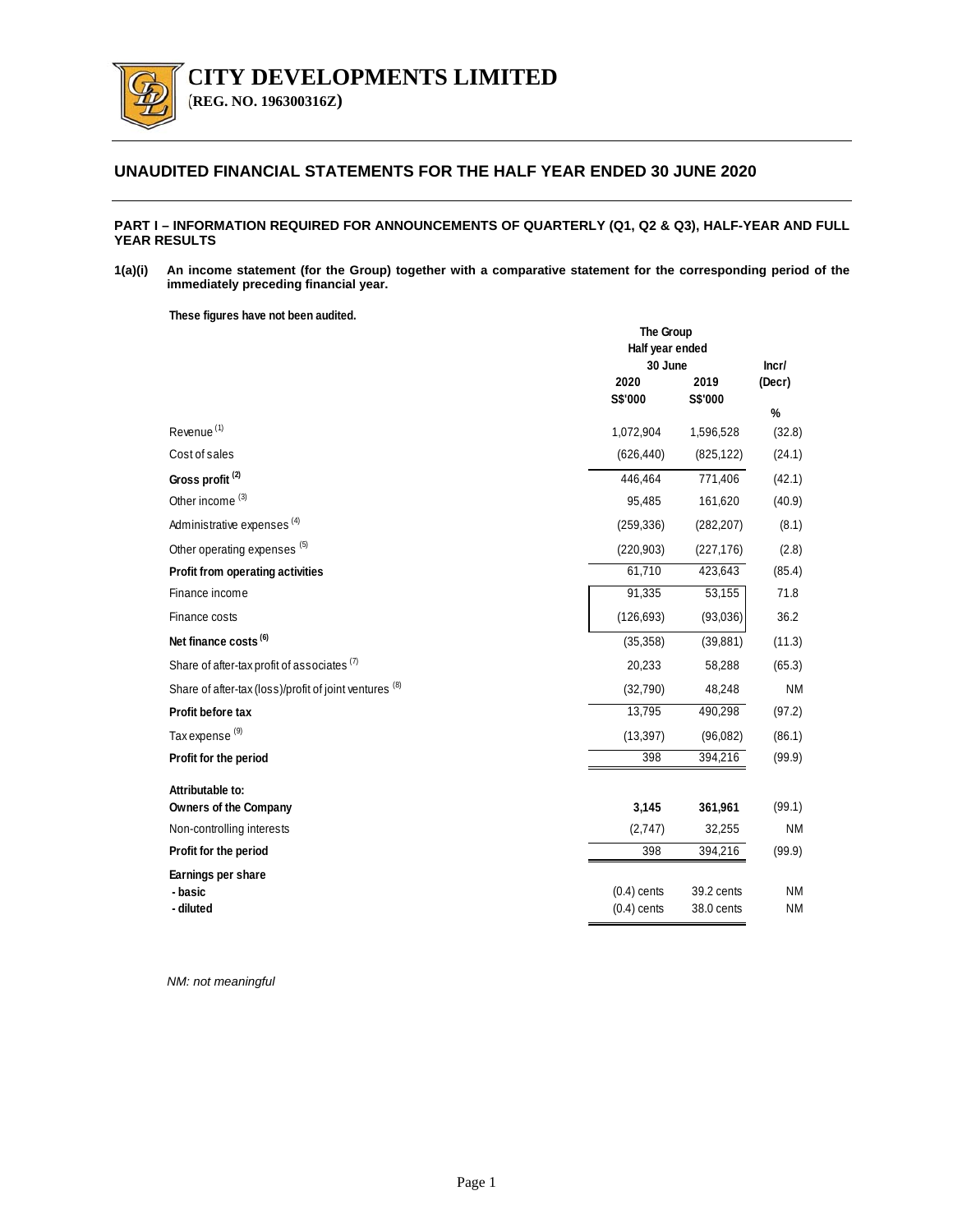**CITY DEVELOPMENTS LIMITED**
(**REG. NO. 196300316Z**)

# UNAUDITED FINANCIAL STATEMENTS FOR THE HALF YEAR ENDED 30 JUNE 2020

**PART I – INFORMATION REQUIRED FOR ANNOUNCEMENTS OF QUARTERLY (Q1, Q2 & Q3), HALF-YEAR AND FULL YEAR RESULTS**

**1(a)(i) An income statement (for the Group) together with a comparative statement for the corresponding period of the immediately preceding financial year.**

**These figures have not been audited.**

| | The Group Half year ended 30 June | | Incr/ (Decr) |
|---|---|---|---|
| | 2020 S$'000 | 2019 S$'000 | % |
| Revenue [1] | 1,072,904 | 1,596,528 | (32.8) |
| Cost of sales | (626,440) | (825,122) | (24.1) |
| **Gross profit [2]** | 446,464 | 771,406 | (42.1) |
| Other income [3] | 95,485 | 161,620 | (40.9) |
| Administrative expenses [4] | (259,336) | (282,207) | (8.1) |
| Other operating expenses [5] | (220,903) | (227,176) | (2.8) |
| **Profit from operating activities** | 61,710 | 423,643 | (85.4) |
| Finance income | 91,335 | 53,155 | 71.8 |
| Finance costs | (126,693) | (93,036) | 36.2 |
| **Net finance costs [6]** | (35,358) | (39,881) | (11.3) |
| Share of after-tax profit of associates [7] | 20,233 | 58,288 | (65.3) |
| Share of after-tax (loss)/profit of joint ventures [8] | (32,790) | 48,248 | NM |
| **Profit before tax** | 13,795 | 490,298 | (97.2) |
| Tax expense [9] | (13,397) | (96,082) | (86.1) |
| **Profit for the period** | 398 | 394,216 | (99.9) |
| **Attributable to:** | | | |
| **Owners of the Company** | **3,145** | **361,961** | (99.1) |
| Non-controlling interests | (2,747) | 32,255 | NM |
| **Profit for the period** | 398 | 394,216 | (99.9) |
| **Earnings per share** | | | |
| **- basic** | (0.4) cents | 39.2 cents | NM |
| **- diluted** | (0.4) cents | 38.0 cents | NM |

*NM: not meaningful*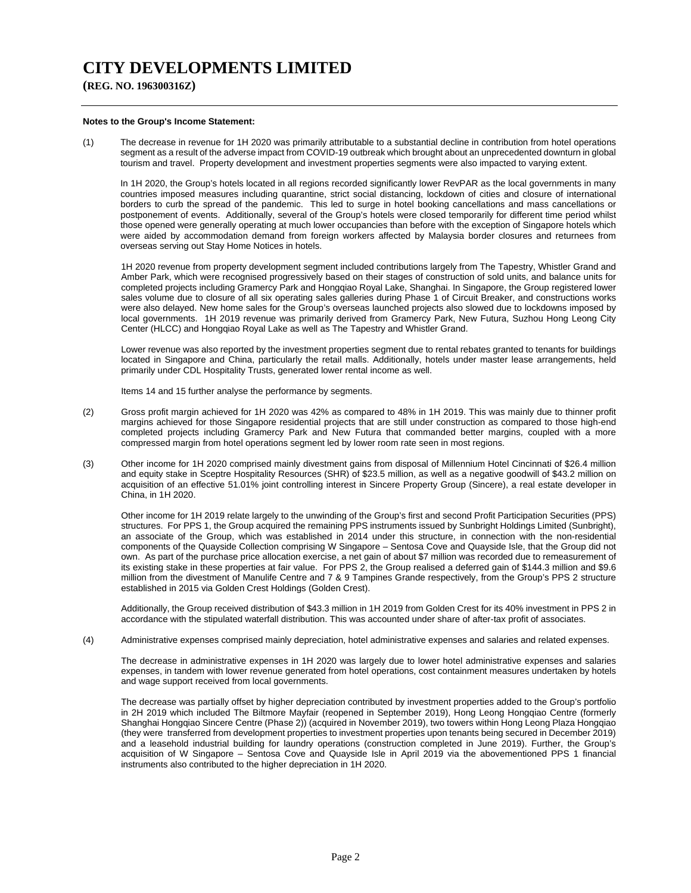# CITY DEVELOPMENTS LIMITED

**(REG. NO. 196300316Z)**

**Notes to the Group's Income Statement:**

(1) The decrease in revenue for 1H 2020 was primarily attributable to a substantial decline in contribution from hotel operations segment as a result of the adverse impact from COVID-19 outbreak which brought about an unprecedented downturn in global tourism and travel. Property development and investment properties segments were also impacted to varying extent.

In 1H 2020, the Group's hotels located in all regions recorded significantly lower RevPAR as the local governments in many countries imposed measures including quarantine, strict social distancing, lockdown of cities and closure of international borders to curb the spread of the pandemic. This led to surge in hotel booking cancellations and mass cancellations or postponement of events. Additionally, several of the Group's hotels were closed temporarily for different time period whilst those opened were generally operating at much lower occupancies than before with the exception of Singapore hotels which were aided by accommodation demand from foreign workers affected by Malaysia border closures and returnees from overseas serving out Stay Home Notices in hotels.

1H 2020 revenue from property development segment included contributions largely from The Tapestry, Whistler Grand and Amber Park, which were recognised progressively based on their stages of construction of sold units, and balance units for completed projects including Gramercy Park and Hongqiao Royal Lake, Shanghai. In Singapore, the Group registered lower sales volume due to closure of all six operating sales galleries during Phase 1 of Circuit Breaker, and constructions works were also delayed. New home sales for the Group's overseas launched projects also slowed due to lockdowns imposed by local governments. 1H 2019 revenue was primarily derived from Gramercy Park, New Futura, Suzhou Hong Leong City Center (HLCC) and Hongqiao Royal Lake as well as The Tapestry and Whistler Grand.

Lower revenue was also reported by the investment properties segment due to rental rebates granted to tenants for buildings located in Singapore and China, particularly the retail malls. Additionally, hotels under master lease arrangements, held primarily under CDL Hospitality Trusts, generated lower rental income as well.

Items 14 and 15 further analyse the performance by segments.

(2) Gross profit margin achieved for 1H 2020 was 42% as compared to 48% in 1H 2019. This was mainly due to thinner profit margins achieved for those Singapore residential projects that are still under construction as compared to those high-end completed projects including Gramercy Park and New Futura that commanded better margins, coupled with a more compressed margin from hotel operations segment led by lower room rate seen in most regions.

(3) Other income for 1H 2020 comprised mainly divestment gains from disposal of Millennium Hotel Cincinnati of $26.4 million and equity stake in Sceptre Hospitality Resources (SHR) of $23.5 million, as well as a negative goodwill of $43.2 million on acquisition of an effective 51.01% joint controlling interest in Sincere Property Group (Sincere), a real estate developer in China, in 1H 2020.

Other income for 1H 2019 relate largely to the unwinding of the Group's first and second Profit Participation Securities (PPS) structures. For PPS 1, the Group acquired the remaining PPS instruments issued by Sunbright Holdings Limited (Sunbright), an associate of the Group, which was established in 2014 under this structure, in connection with the non-residential components of the Quayside Collection comprising W Singapore – Sentosa Cove and Quayside Isle, that the Group did not own. As part of the purchase price allocation exercise, a net gain of about $7 million was recorded due to remeasurement of its existing stake in these properties at fair value. For PPS 2, the Group realised a deferred gain of $144.3 million and $9.6 million from the divestment of Manulife Centre and 7 & 9 Tampines Grande respectively, from the Group's PPS 2 structure established in 2015 via Golden Crest Holdings (Golden Crest).

Additionally, the Group received distribution of $43.3 million in 1H 2019 from Golden Crest for its 40% investment in PPS 2 in accordance with the stipulated waterfall distribution. This was accounted under share of after-tax profit of associates.

(4) Administrative expenses comprised mainly depreciation, hotel administrative expenses and salaries and related expenses.

The decrease in administrative expenses in 1H 2020 was largely due to lower hotel administrative expenses and salaries expenses, in tandem with lower revenue generated from hotel operations, cost containment measures undertaken by hotels and wage support received from local governments.

The decrease was partially offset by higher depreciation contributed by investment properties added to the Group's portfolio in 2H 2019 which included The Biltmore Mayfair (reopened in September 2019), Hong Leong Hongqiao Centre (formerly Shanghai Hongqiao Sincere Centre (Phase 2)) (acquired in November 2019), two towers within Hong Leong Plaza Hongqiao (they were transferred from development properties to investment properties upon tenants being secured in December 2019) and a leasehold industrial building for laundry operations (construction completed in June 2019). Further, the Group's acquisition of W Singapore – Sentosa Cove and Quayside Isle in April 2019 via the abovementioned PPS 1 financial instruments also contributed to the higher depreciation in 1H 2020.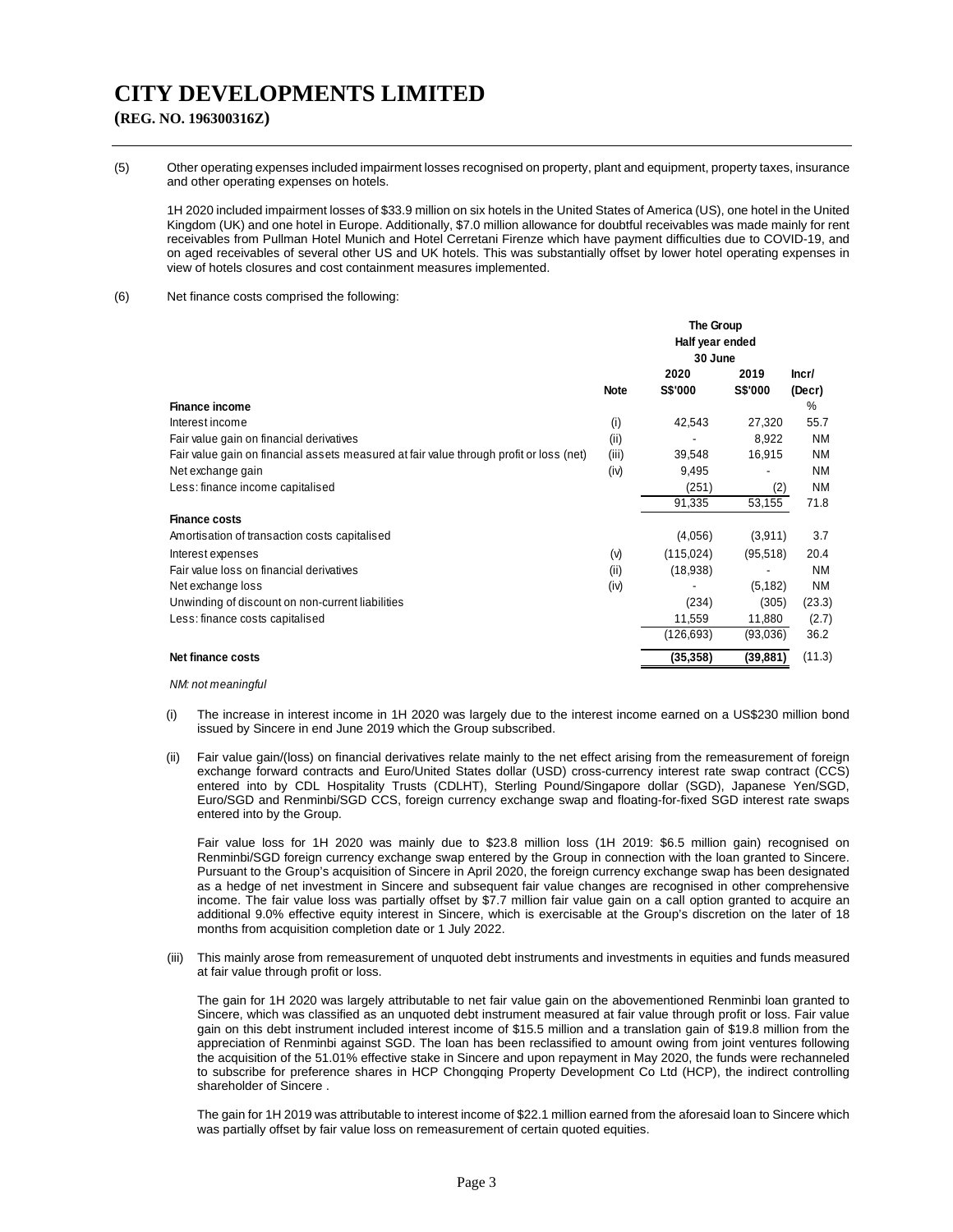# CITY DEVELOPMENTS LIMITED

**(REG. NO. 196300316Z)**

(5) Other operating expenses included impairment losses recognised on property, plant and equipment, property taxes, insurance and other operating expenses on hotels.

1H 2020 included impairment losses of $33.9 million on six hotels in the United States of America (US), one hotel in the United Kingdom (UK) and one hotel in Europe. Additionally, $7.0 million allowance for doubtful receivables was made mainly for rent receivables from Pullman Hotel Munich and Hotel Cerretani Firenze which have payment difficulties due to COVID-19, and on aged receivables of several other US and UK hotels. This was substantially offset by lower hotel operating expenses in view of hotels closures and cost containment measures implemented.

(6) Net finance costs comprised the following:

| | Note | The Group Half year ended 30 June 2020 S$'000 | 2019 S$'000 | Incr/ (Decr) % |
|---|---|---|---|---|
| **Finance income** | | | | |
| Interest income | (i) | 42,543 | 27,320 | 55.7 |
| Fair value gain on financial derivatives | (ii) | - | 8,922 | NM |
| Fair value gain on financial assets measured at fair value through profit or loss (net) | (iii) | 39,548 | 16,915 | NM |
| Net exchange gain | (iv) | 9,495 | - | NM |
| Less: finance income capitalised | | (251) | (2) | NM |
| | | 91,335 | 53,155 | 71.8 |
| **Finance costs** | | | | |
| Amortisation of transaction costs capitalised | | (4,056) | (3,911) | 3.7 |
| Interest expenses | (v) | (115,024) | (95,518) | 20.4 |
| Fair value loss on financial derivatives | (ii) | (18,938) | - | NM |
| Net exchange loss | (iv) | - | (5,182) | NM |
| Unwinding of discount on non-current liabilities | | (234) | (305) | (23.3) |
| Less: finance costs capitalised | | 11,559 | 11,880 | (2.7) |
| | | (126,693) | (93,036) | 36.2 |
| **Net finance costs** | | **(35,358)** | **(39,881)** | (11.3) |

*NM: not meaningful*

(i) The increase in interest income in 1H 2020 was largely due to the interest income earned on a US$230 million bond issued by Sincere in end June 2019 which the Group subscribed.

(ii) Fair value gain/(loss) on financial derivatives relate mainly to the net effect arising from the remeasurement of foreign exchange forward contracts and Euro/United States dollar (USD) cross-currency interest rate swap contract (CCS) entered into by CDL Hospitality Trusts (CDLHT), Sterling Pound/Singapore dollar (SGD), Japanese Yen/SGD, Euro/SGD and Renminbi/SGD CCS, foreign currency exchange swap and floating-for-fixed SGD interest rate swaps entered into by the Group.

Fair value loss for 1H 2020 was mainly due to $23.8 million loss (1H 2019: $6.5 million gain) recognised on Renminbi/SGD foreign currency exchange swap entered by the Group in connection with the loan granted to Sincere. Pursuant to the Group's acquisition of Sincere in April 2020, the foreign currency exchange swap has been designated as a hedge of net investment in Sincere and subsequent fair value changes are recognised in other comprehensive income. The fair value loss was partially offset by $7.7 million fair value gain on a call option granted to acquire an additional 9.0% effective equity interest in Sincere, which is exercisable at the Group's discretion on the later of 18 months from acquisition completion date or 1 July 2022.

(iii) This mainly arose from remeasurement of unquoted debt instruments and investments in equities and funds measured at fair value through profit or loss.

The gain for 1H 2020 was largely attributable to net fair value gain on the abovementioned Renminbi loan granted to Sincere, which was classified as an unquoted debt instrument measured at fair value through profit or loss. Fair value gain on this debt instrument included interest income of $15.5 million and a translation gain of $19.8 million from the appreciation of Renminbi against SGD. The loan has been reclassified to amount owing from joint ventures following the acquisition of the 51.01% effective stake in Sincere and upon repayment in May 2020, the funds were rechanneled to subscribe for preference shares in HCP Chongqing Property Development Co Ltd (HCP), the indirect controlling shareholder of Sincere .

The gain for 1H 2019 was attributable to interest income of $22.1 million earned from the aforesaid loan to Sincere which was partially offset by fair value loss on remeasurement of certain quoted equities.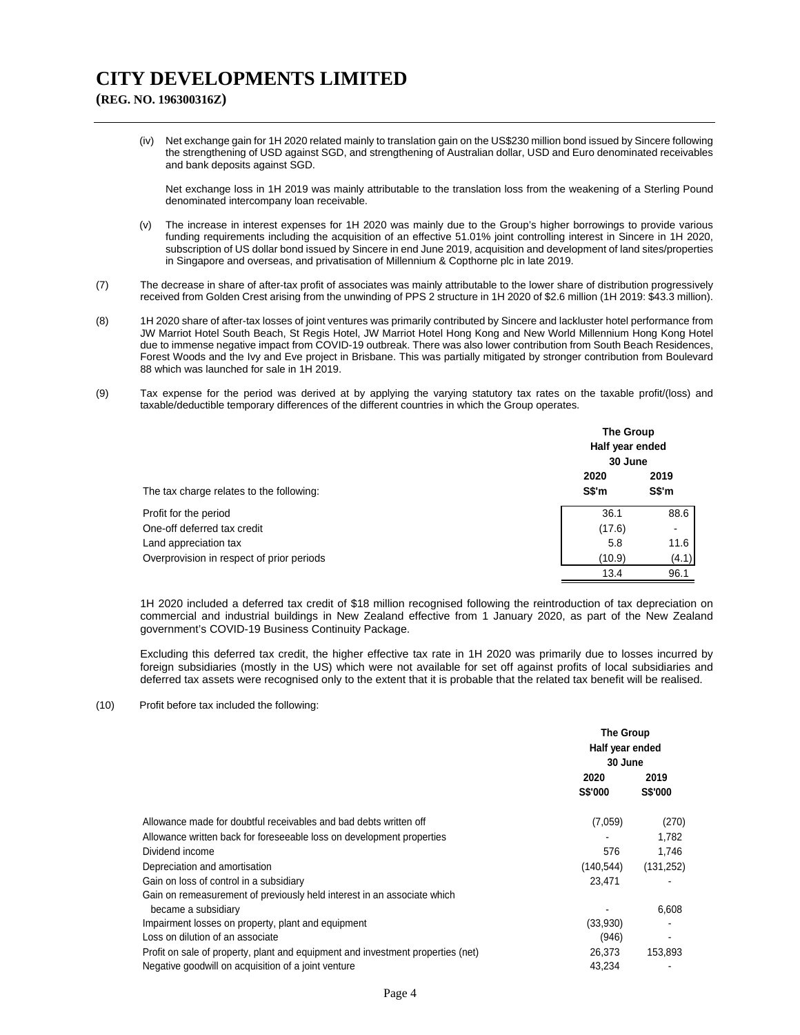# CITY DEVELOPMENTS LIMITED

**(REG. NO. 196300316Z)**

(iv) Net exchange gain for 1H 2020 related mainly to translation gain on the US$230 million bond issued by Sincere following the strengthening of USD against SGD, and strengthening of Australian dollar, USD and Euro denominated receivables and bank deposits against SGD.

Net exchange loss in 1H 2019 was mainly attributable to the translation loss from the weakening of a Sterling Pound denominated intercompany loan receivable.

(v) The increase in interest expenses for 1H 2020 was mainly due to the Group's higher borrowings to provide various funding requirements including the acquisition of an effective 51.01% joint controlling interest in Sincere in 1H 2020, subscription of US dollar bond issued by Sincere in end June 2019, acquisition and development of land sites/properties in Singapore and overseas, and privatisation of Millennium & Copthorne plc in late 2019.

(7) The decrease in share of after-tax profit of associates was mainly attributable to the lower share of distribution progressively received from Golden Crest arising from the unwinding of PPS 2 structure in 1H 2020 of $2.6 million (1H 2019: $43.3 million).

(8) 1H 2020 share of after-tax losses of joint ventures was primarily contributed by Sincere and lackluster hotel performance from JW Marriot Hotel South Beach, St Regis Hotel, JW Marriot Hotel Hong Kong and New World Millennium Hong Kong Hotel due to immense negative impact from COVID-19 outbreak. There was also lower contribution from South Beach Residences, Forest Woods and the Ivy and Eve project in Brisbane. This was partially mitigated by stronger contribution from Boulevard 88 which was launched for sale in 1H 2019.

(9) Tax expense for the period was derived at by applying the varying statutory tax rates on the taxable profit/(loss) and taxable/deductible temporary differences of the different countries in which the Group operates.

| | The Group Half year ended 30 June | |
|---|---|---|
| | 2020 | 2019 |
| The tax charge relates to the following: | S$'m | S$'m |
| Profit for the period | 36.1 | 88.6 |
| One-off deferred tax credit | (17.6) | - |
| Land appreciation tax | 5.8 | 11.6 |
| Overprovision in respect of prior periods | (10.9) | (4.1) |
| | 13.4 | 96.1 |

1H 2020 included a deferred tax credit of $18 million recognised following the reintroduction of tax depreciation on commercial and industrial buildings in New Zealand effective from 1 January 2020, as part of the New Zealand government's COVID-19 Business Continuity Package.

Excluding this deferred tax credit, the higher effective tax rate in 1H 2020 was primarily due to losses incurred by foreign subsidiaries (mostly in the US) which were not available for set off against profits of local subsidiaries and deferred tax assets were recognised only to the extent that it is probable that the related tax benefit will be realised.

(10) Profit before tax included the following:

| | The Group Half year ended 30 June | |
|---|---|---|
| | 2020 S$'000 | 2019 S$'000 |
| Allowance made for doubtful receivables and bad debts written off | (7,059) | (270) |
| Allowance written back for foreseeable loss on development properties | - | 1,782 |
| Dividend income | 576 | 1,746 |
| Depreciation and amortisation | (140,544) | (131,252) |
| Gain on loss of control in a subsidiary | 23,471 | - |
| Gain on remeasurement of previously held interest in an associate which became a subsidiary | - | 6,608 |
| Impairment losses on property, plant and equipment | (33,930) | - |
| Loss on dilution of an associate | (946) | - |
| Profit on sale of property, plant and equipment and investment properties (net) | 26,373 | 153,893 |
| Negative goodwill on acquisition of a joint venture | 43,234 | - |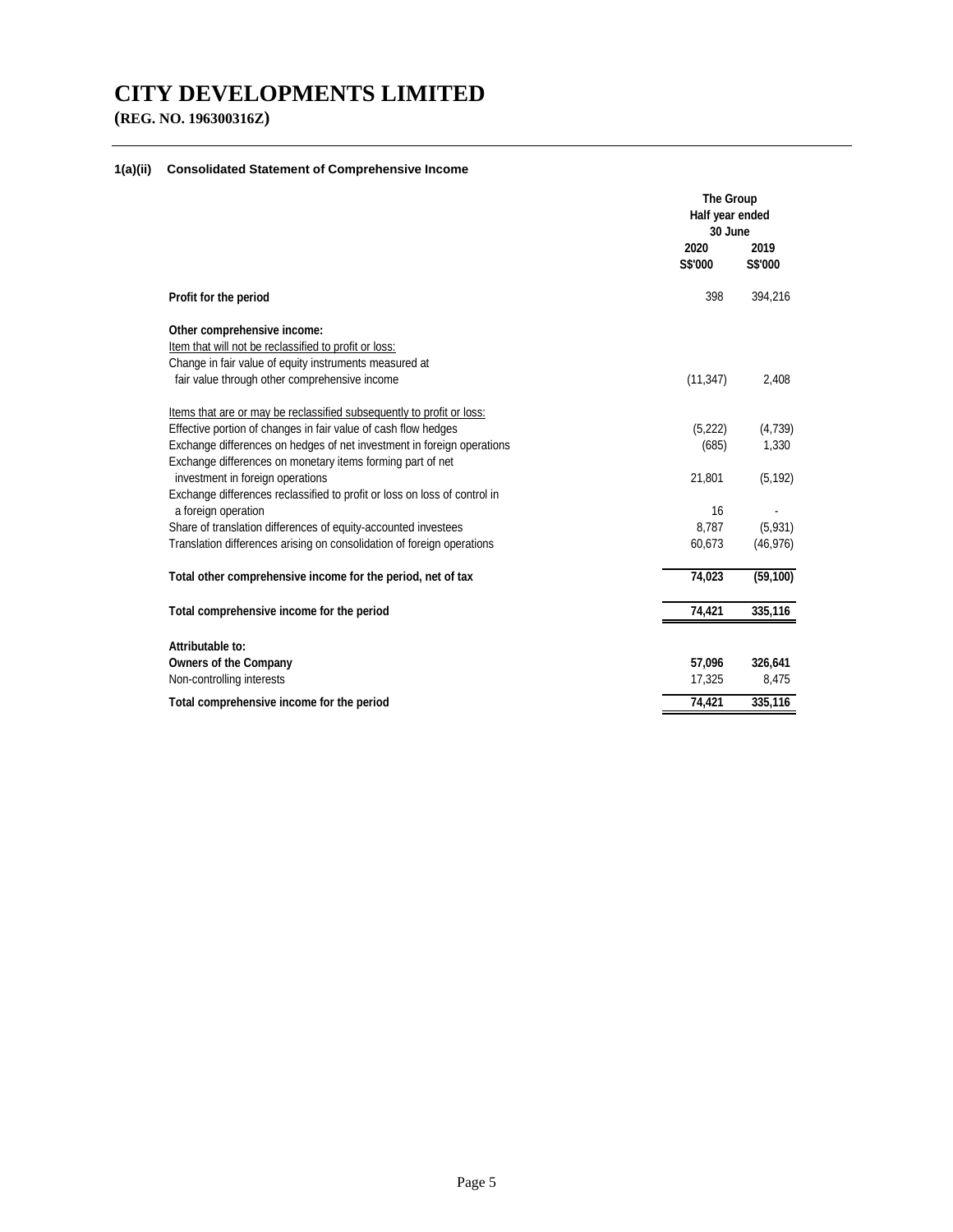# CITY DEVELOPMENTS LIMITED

**(REG. NO. 196300316Z)**

**1(a)(ii) Consolidated Statement of Comprehensive Income**

| | The Group | |
|---|---|---|
| | Half year ended 30 June | |
| | 2020 | 2019 |
| | S$'000 | S$'000 |
| **Profit for the period** | 398 | 394,216 |
| **Other comprehensive income:** | | |
| Item that will not be reclassified to profit or loss: | | |
| Change in fair value of equity instruments measured at fair value through other comprehensive income | (11,347) | 2,408 |
| Items that are or may be reclassified subsequently to profit or loss: | | |
| Effective portion of changes in fair value of cash flow hedges | (5,222) | (4,739) |
| Exchange differences on hedges of net investment in foreign operations | (685) | 1,330 |
| Exchange differences on monetary items forming part of net investment in foreign operations | 21,801 | (5,192) |
| Exchange differences reclassified to profit or loss on loss of control in a foreign operation | 16 | - |
| Share of translation differences of equity-accounted investees | 8,787 | (5,931) |
| Translation differences arising on consolidation of foreign operations | 60,673 | (46,976) |
| **Total other comprehensive income for the period, net of tax** | **74,023** | **(59,100)** |
| **Total comprehensive income for the period** | **74,421** | **335,116** |
| **Attributable to:** | | |
| **Owners of the Company** | **57,096** | **326,641** |
| Non-controlling interests | 17,325 | 8,475 |
| **Total comprehensive income for the period** | **74,421** | **335,116** |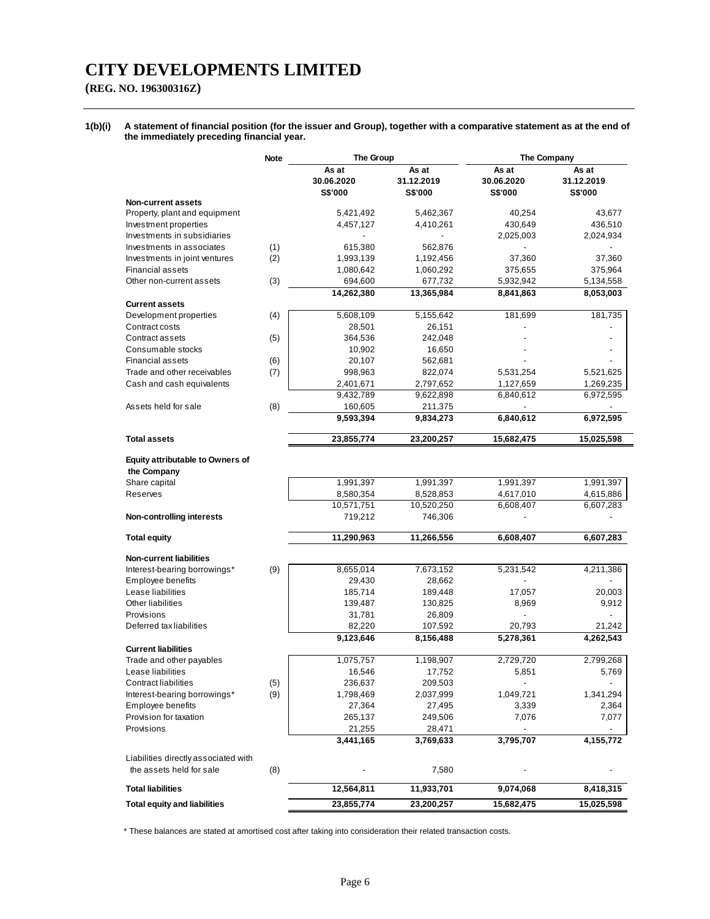# CITY DEVELOPMENTS LIMITED

**(REG. NO. 196300316Z)**

**1(b)(i) A statement of financial position (for the issuer and Group), together with a comparative statement as at the end of the immediately preceding financial year.**

| | Note | The Group | | The Company | |
|---|---|---|---|---|---|
| | | As at 30.06.2020 S$'000 | As at 31.12.2019 S$'000 | As at 30.06.2020 S$'000 | As at 31.12.2019 S$'000 |
| **Non-current assets** | | | | | |
| Property, plant and equipment | | 5,421,492 | 5,462,367 | 40,254 | 43,677 |
| Investment properties | | 4,457,127 | 4,410,261 | 430,649 | 436,510 |
| Investments in subsidiaries | | - | - | 2,025,003 | 2,024,934 |
| Investments in associates | (1) | 615,380 | 562,876 | - | - |
| Investments in joint ventures | (2) | 1,993,139 | 1,192,456 | 37,360 | 37,360 |
| Financial assets | | 1,080,642 | 1,060,292 | 375,655 | 375,964 |
| Other non-current assets | (3) | 694,600 | 677,732 | 5,932,942 | 5,134,558 |
| | | **14,262,380** | **13,365,984** | **8,841,863** | **8,053,003** |
| **Current assets** | | | | | |
| Development properties | (4) | 5,608,109 | 5,155,642 | 181,699 | 181,735 |
| Contract costs | | 28,501 | 26,151 | - | - |
| Contract assets | (5) | 364,536 | 242,048 | - | - |
| Consumable stocks | | 10,902 | 16,650 | - | - |
| Financial assets | (6) | 20,107 | 562,681 | - | - |
| Trade and other receivables | (7) | 998,963 | 822,074 | 5,531,254 | 5,521,625 |
| Cash and cash equivalents | | 2,401,671 | 2,797,652 | 1,127,659 | 1,269,235 |
| | | 9,432,789 | 9,622,898 | 6,840,612 | 6,972,595 |
| Assets held for sale | (8) | 160,605 | 211,375 | - | - |
| | | **9,593,394** | **9,834,273** | **6,840,612** | **6,972,595** |
| **Total assets** | | **23,855,774** | **23,200,257** | **15,682,475** | **15,025,598** |
| **Equity attributable to Owners of the Company** | | | | | |
| Share capital | | 1,991,397 | 1,991,397 | 1,991,397 | 1,991,397 |
| Reserves | | 8,580,354 | 8,528,853 | 4,617,010 | 4,615,886 |
| | | 10,571,751 | 10,520,250 | 6,608,407 | 6,607,283 |
| **Non-controlling interests** | | 719,212 | 746,306 | - | - |
| **Total equity** | | **11,290,963** | **11,266,556** | **6,608,407** | **6,607,283** |
| **Non-current liabilities** | | | | | |
| Interest-bearing borrowings* | (9) | 8,655,014 | 7,673,152 | 5,231,542 | 4,211,386 |
| Employee benefits | | 29,430 | 28,662 | - | - |
| Lease liabilities | | 185,714 | 189,448 | 17,057 | 20,003 |
| Other liabilities | | 139,487 | 130,825 | 8,969 | 9,912 |
| Provisions | | 31,781 | 26,809 | - | - |
| Deferred tax liabilities | | 82,220 | 107,592 | 20,793 | 21,242 |
| | | **9,123,646** | **8,156,488** | **5,278,361** | **4,262,543** |
| **Current liabilities** | | | | | |
| Trade and other payables | | 1,075,757 | 1,198,907 | 2,729,720 | 2,799,268 |
| Lease liabilities | | 16,546 | 17,752 | 5,851 | 5,769 |
| Contract liabilities | (5) | 236,637 | 209,503 | - | - |
| Interest-bearing borrowings* | (9) | 1,798,469 | 2,037,999 | 1,049,721 | 1,341,294 |
| Employee benefits | | 27,364 | 27,495 | 3,339 | 2,364 |
| Provision for taxation | | 265,137 | 249,506 | 7,076 | 7,077 |
| Provisions | | 21,255 | 28,471 | - | - |
| | | **3,441,165** | **3,769,633** | **3,795,707** | **4,155,772** |
| Liabilities directly associated with the assets held for sale | (8) | - | 7,580 | - | - |
| **Total liabilities** | | **12,564,811** | **11,933,701** | **9,074,068** | **8,418,315** |
| **Total equity and liabilities** | | **23,855,774** | **23,200,257** | **15,682,475** | **15,025,598** |

\* These balances are stated at amortised cost after taking into consideration their related transaction costs.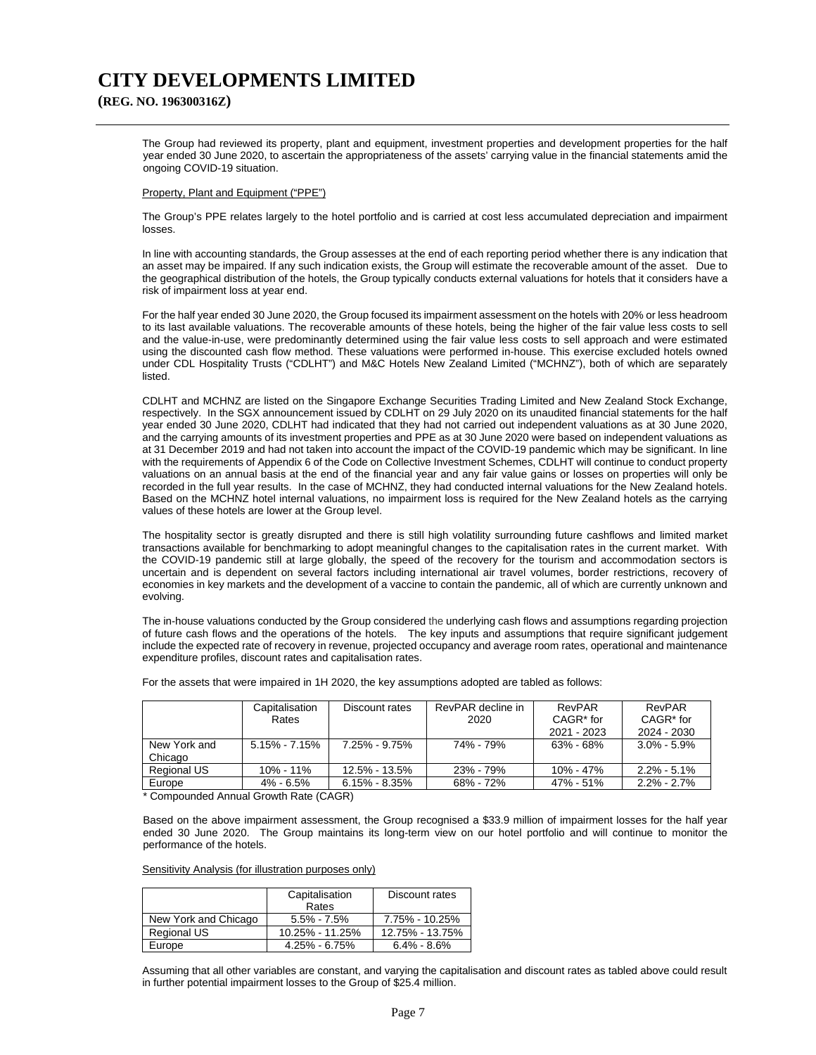# CITY DEVELOPMENTS LIMITED

**(REG. NO. 196300316Z)**

The Group had reviewed its property, plant and equipment, investment properties and development properties for the half year ended 30 June 2020, to ascertain the appropriateness of the assets' carrying value in the financial statements amid the ongoing COVID-19 situation.

Property, Plant and Equipment ("PPE")

The Group's PPE relates largely to the hotel portfolio and is carried at cost less accumulated depreciation and impairment losses.

In line with accounting standards, the Group assesses at the end of each reporting period whether there is any indication that an asset may be impaired. If any such indication exists, the Group will estimate the recoverable amount of the asset. Due to the geographical distribution of the hotels, the Group typically conducts external valuations for hotels that it considers have a risk of impairment loss at year end.

For the half year ended 30 June 2020, the Group focused its impairment assessment on the hotels with 20% or less headroom to its last available valuations. The recoverable amounts of these hotels, being the higher of the fair value less costs to sell and the value-in-use, were predominantly determined using the fair value less costs to sell approach and were estimated using the discounted cash flow method. These valuations were performed in-house. This exercise excluded hotels owned under CDL Hospitality Trusts ("CDLHT") and M&C Hotels New Zealand Limited ("MCHNZ"), both of which are separately listed.

CDLHT and MCHNZ are listed on the Singapore Exchange Securities Trading Limited and New Zealand Stock Exchange, respectively. In the SGX announcement issued by CDLHT on 29 July 2020 on its unaudited financial statements for the half year ended 30 June 2020, CDLHT had indicated that they had not carried out independent valuations as at 30 June 2020, and the carrying amounts of its investment properties and PPE as at 30 June 2020 were based on independent valuations as at 31 December 2019 and had not taken into account the impact of the COVID-19 pandemic which may be significant. In line with the requirements of Appendix 6 of the Code on Collective Investment Schemes, CDLHT will continue to conduct property valuations on an annual basis at the end of the financial year and any fair value gains or losses on properties will only be recorded in the full year results. In the case of MCHNZ, they had conducted internal valuations for the New Zealand hotels. Based on the MCHNZ hotel internal valuations, no impairment loss is required for the New Zealand hotels as the carrying values of these hotels are lower at the Group level.

The hospitality sector is greatly disrupted and there is still high volatility surrounding future cashflows and limited market transactions available for benchmarking to adopt meaningful changes to the capitalisation rates in the current market. With the COVID-19 pandemic still at large globally, the speed of the recovery for the tourism and accommodation sectors is uncertain and is dependent on several factors including international air travel volumes, border restrictions, recovery of economies in key markets and the development of a vaccine to contain the pandemic, all of which are currently unknown and evolving.

The in-house valuations conducted by the Group considered the underlying cash flows and assumptions regarding projection of future cash flows and the operations of the hotels. The key inputs and assumptions that require significant judgement include the expected rate of recovery in revenue, projected occupancy and average room rates, operational and maintenance expenditure profiles, discount rates and capitalisation rates.

For the assets that were impaired in 1H 2020, the key assumptions adopted are tabled as follows:

| | Capitalisation Rates | Discount rates | RevPAR decline in 2020 | RevPAR CAGR* for 2021 - 2023 | RevPAR CAGR* for 2024 - 2030 |
|---|---|---|---|---|---|
| New York and Chicago | 5.15% - 7.15% | 7.25% - 9.75% | 74% - 79% | 63% - 68% | 3.0% - 5.9% |
| Regional US | 10% - 11% | 12.5% - 13.5% | 23% - 79% | 10% - 47% | 2.2% - 5.1% |
| Europe | 4% - 6.5% | 6.15% - 8.35% | 68% - 72% | 47% - 51% | 2.2% - 2.7% |

\* Compounded Annual Growth Rate (CAGR)

Based on the above impairment assessment, the Group recognised a $33.9 million of impairment losses for the half year ended 30 June 2020. The Group maintains its long-term view on our hotel portfolio and will continue to monitor the performance of the hotels.

Sensitivity Analysis (for illustration purposes only)

| | Capitalisation Rates | Discount rates |
|---|---|---|
| New York and Chicago | 5.5% - 7.5% | 7.75% - 10.25% |
| Regional US | 10.25% - 11.25% | 12.75% - 13.75% |
| Europe | 4.25% - 6.75% | 6.4% - 8.6% |

Assuming that all other variables are constant, and varying the capitalisation and discount rates as tabled above could result in further potential impairment losses to the Group of $25.4 million.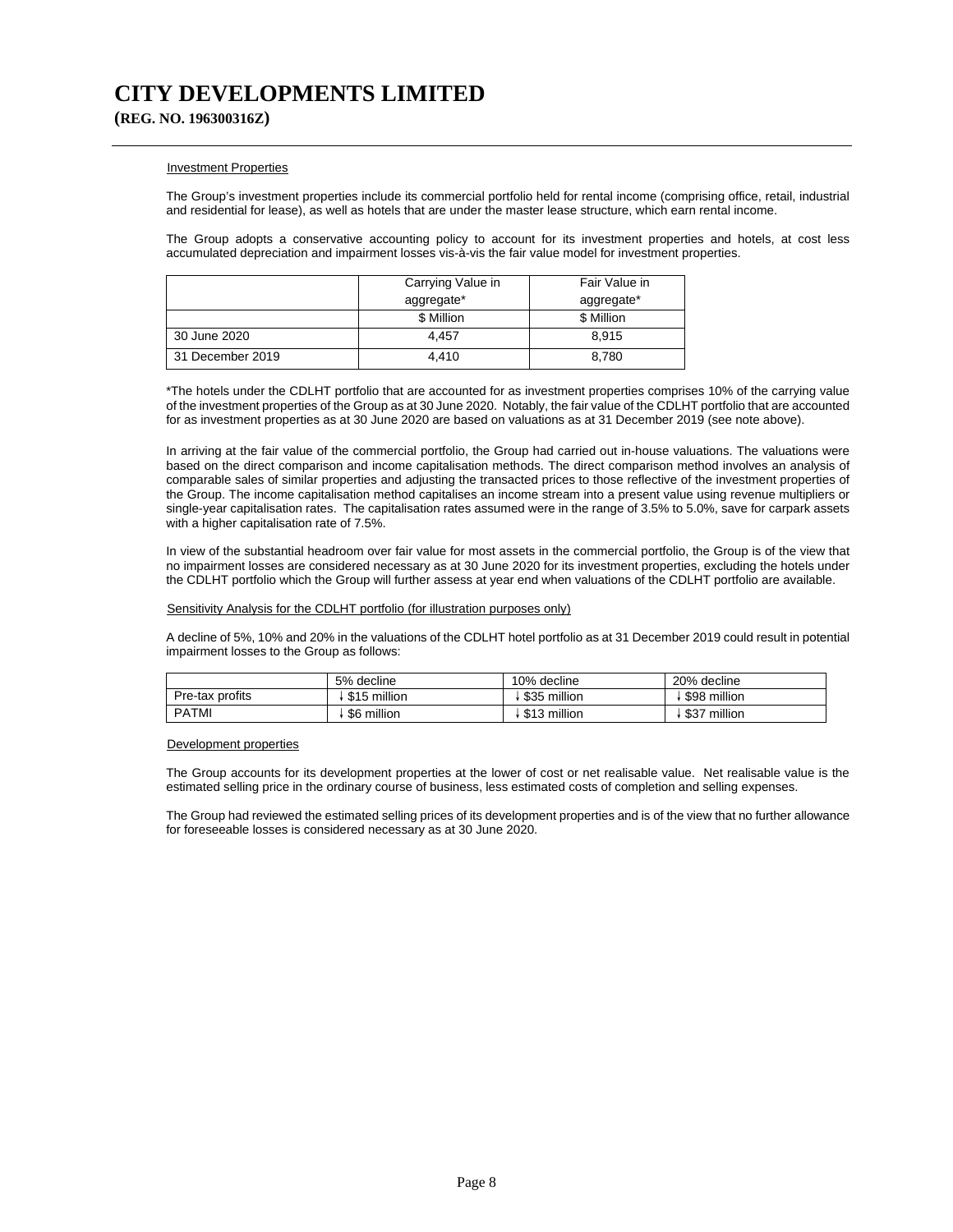# CITY DEVELOPMENTS LIMITED

**(REG. NO. 196300316Z)**

Investment Properties

The Group's investment properties include its commercial portfolio held for rental income (comprising office, retail, industrial and residential for lease), as well as hotels that are under the master lease structure, which earn rental income.

The Group adopts a conservative accounting policy to account for its investment properties and hotels, at cost less accumulated depreciation and impairment losses vis-à-vis the fair value model for investment properties.

| | Carrying Value in aggregate* | Fair Value in aggregate* |
|---|---|---|
| | $ Million | $ Million |
| 30 June 2020 | 4,457 | 8,915 |
| 31 December 2019 | 4,410 | 8,780 |

*The hotels under the CDLHT portfolio that are accounted for as investment properties comprises 10% of the carrying value of the investment properties of the Group as at 30 June 2020. Notably, the fair value of the CDLHT portfolio that are accounted for as investment properties as at 30 June 2020 are based on valuations as at 31 December 2019 (see note above).

In arriving at the fair value of the commercial portfolio, the Group had carried out in-house valuations. The valuations were based on the direct comparison and income capitalisation methods. The direct comparison method involves an analysis of comparable sales of similar properties and adjusting the transacted prices to those reflective of the investment properties of the Group. The income capitalisation method capitalises an income stream into a present value using revenue multipliers or single-year capitalisation rates. The capitalisation rates assumed were in the range of 3.5% to 5.0%, save for carpark assets with a higher capitalisation rate of 7.5%.

In view of the substantial headroom over fair value for most assets in the commercial portfolio, the Group is of the view that no impairment losses are considered necessary as at 30 June 2020 for its investment properties, excluding the hotels under the CDLHT portfolio which the Group will further assess at year end when valuations of the CDLHT portfolio are available.

Sensitivity Analysis for the CDLHT portfolio (for illustration purposes only)

A decline of 5%, 10% and 20% in the valuations of the CDLHT hotel portfolio as at 31 December 2019 could result in potential impairment losses to the Group as follows:

| | 5% decline | 10% decline | 20% decline |
|---|---|---|---|
| Pre-tax profits | ↓ $15 million | ↓ $35 million | ↓ $98 million |
| PATMI | ↓ $6 million | ↓ $13 million | ↓ $37 million |

Development properties

The Group accounts for its development properties at the lower of cost or net realisable value. Net realisable value is the estimated selling price in the ordinary course of business, less estimated costs of completion and selling expenses.

The Group had reviewed the estimated selling prices of its development properties and is of the view that no further allowance for foreseeable losses is considered necessary as at 30 June 2020.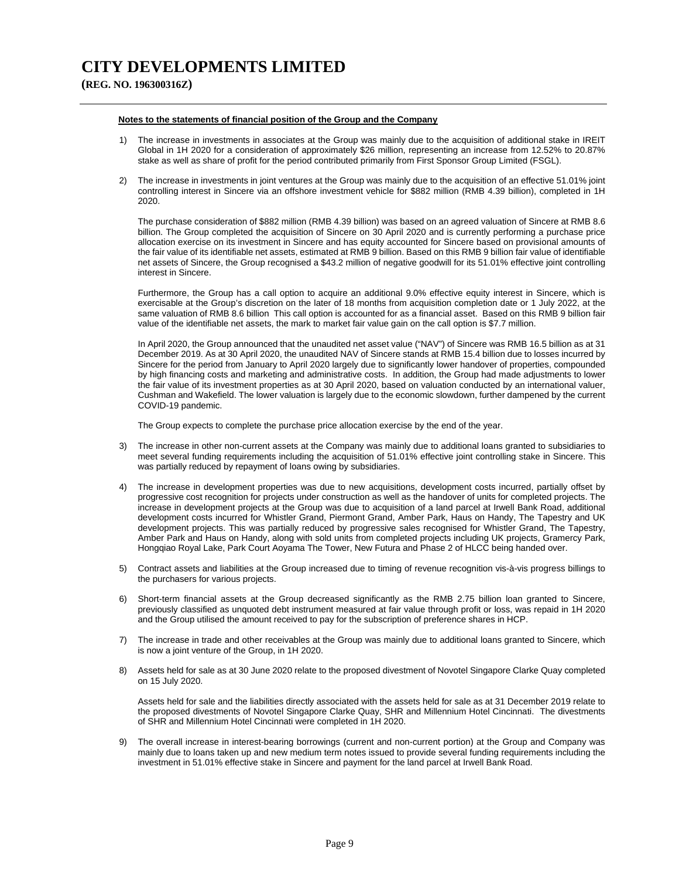# CITY DEVELOPMENTS LIMITED

**(REG. NO. 196300316Z)**

**Notes to the statements of financial position of the Group and the Company**

1) The increase in investments in associates at the Group was mainly due to the acquisition of additional stake in IREIT Global in 1H 2020 for a consideration of approximately $26 million, representing an increase from 12.52% to 20.87% stake as well as share of profit for the period contributed primarily from First Sponsor Group Limited (FSGL).

2) The increase in investments in joint ventures at the Group was mainly due to the acquisition of an effective 51.01% joint controlling interest in Sincere via an offshore investment vehicle for $882 million (RMB 4.39 billion), completed in 1H 2020.

   The purchase consideration of $882 million (RMB 4.39 billion) was based on an agreed valuation of Sincere at RMB 8.6 billion. The Group completed the acquisition of Sincere on 30 April 2020 and is currently performing a purchase price allocation exercise on its investment in Sincere and has equity accounted for Sincere based on provisional amounts of the fair value of its identifiable net assets, estimated at RMB 9 billion. Based on this RMB 9 billion fair value of identifiable net assets of Sincere, the Group recognised a $43.2 million of negative goodwill for its 51.01% effective joint controlling interest in Sincere.

   Furthermore, the Group has a call option to acquire an additional 9.0% effective equity interest in Sincere, which is exercisable at the Group's discretion on the later of 18 months from acquisition completion date or 1 July 2022, at the same valuation of RMB 8.6 billion This call option is accounted for as a financial asset. Based on this RMB 9 billion fair value of the identifiable net assets, the mark to market fair value gain on the call option is $7.7 million.

   In April 2020, the Group announced that the unaudited net asset value ("NAV") of Sincere was RMB 16.5 billion as at 31 December 2019. As at 30 April 2020, the unaudited NAV of Sincere stands at RMB 15.4 billion due to losses incurred by Sincere for the period from January to April 2020 largely due to significantly lower handover of properties, compounded by high financing costs and marketing and administrative costs. In addition, the Group had made adjustments to lower the fair value of its investment properties as at 30 April 2020, based on valuation conducted by an international valuer, Cushman and Wakefield. The lower valuation is largely due to the economic slowdown, further dampened by the current COVID-19 pandemic.

   The Group expects to complete the purchase price allocation exercise by the end of the year.

3) The increase in other non-current assets at the Company was mainly due to additional loans granted to subsidiaries to meet several funding requirements including the acquisition of 51.01% effective joint controlling stake in Sincere. This was partially reduced by repayment of loans owing by subsidiaries.

4) The increase in development properties was due to new acquisitions, development costs incurred, partially offset by progressive cost recognition for projects under construction as well as the handover of units for completed projects. The increase in development projects at the Group was due to acquisition of a land parcel at Irwell Bank Road, additional development costs incurred for Whistler Grand, Piermont Grand, Amber Park, Haus on Handy, The Tapestry and UK development projects. This was partially reduced by progressive sales recognised for Whistler Grand, The Tapestry, Amber Park and Haus on Handy, along with sold units from completed projects including UK projects, Gramercy Park, Hongqiao Royal Lake, Park Court Aoyama The Tower, New Futura and Phase 2 of HLCC being handed over.

5) Contract assets and liabilities at the Group increased due to timing of revenue recognition vis-à-vis progress billings to the purchasers for various projects.

6) Short-term financial assets at the Group decreased significantly as the RMB 2.75 billion loan granted to Sincere, previously classified as unquoted debt instrument measured at fair value through profit or loss, was repaid in 1H 2020 and the Group utilised the amount received to pay for the subscription of preference shares in HCP.

7) The increase in trade and other receivables at the Group was mainly due to additional loans granted to Sincere, which is now a joint venture of the Group, in 1H 2020.

8) Assets held for sale as at 30 June 2020 relate to the proposed divestment of Novotel Singapore Clarke Quay completed on 15 July 2020.

   Assets held for sale and the liabilities directly associated with the assets held for sale as at 31 December 2019 relate to the proposed divestments of Novotel Singapore Clarke Quay, SHR and Millennium Hotel Cincinnati. The divestments of SHR and Millennium Hotel Cincinnati were completed in 1H 2020.

9) The overall increase in interest-bearing borrowings (current and non-current portion) at the Group and Company was mainly due to loans taken up and new medium term notes issued to provide several funding requirements including the investment in 51.01% effective stake in Sincere and payment for the land parcel at Irwell Bank Road.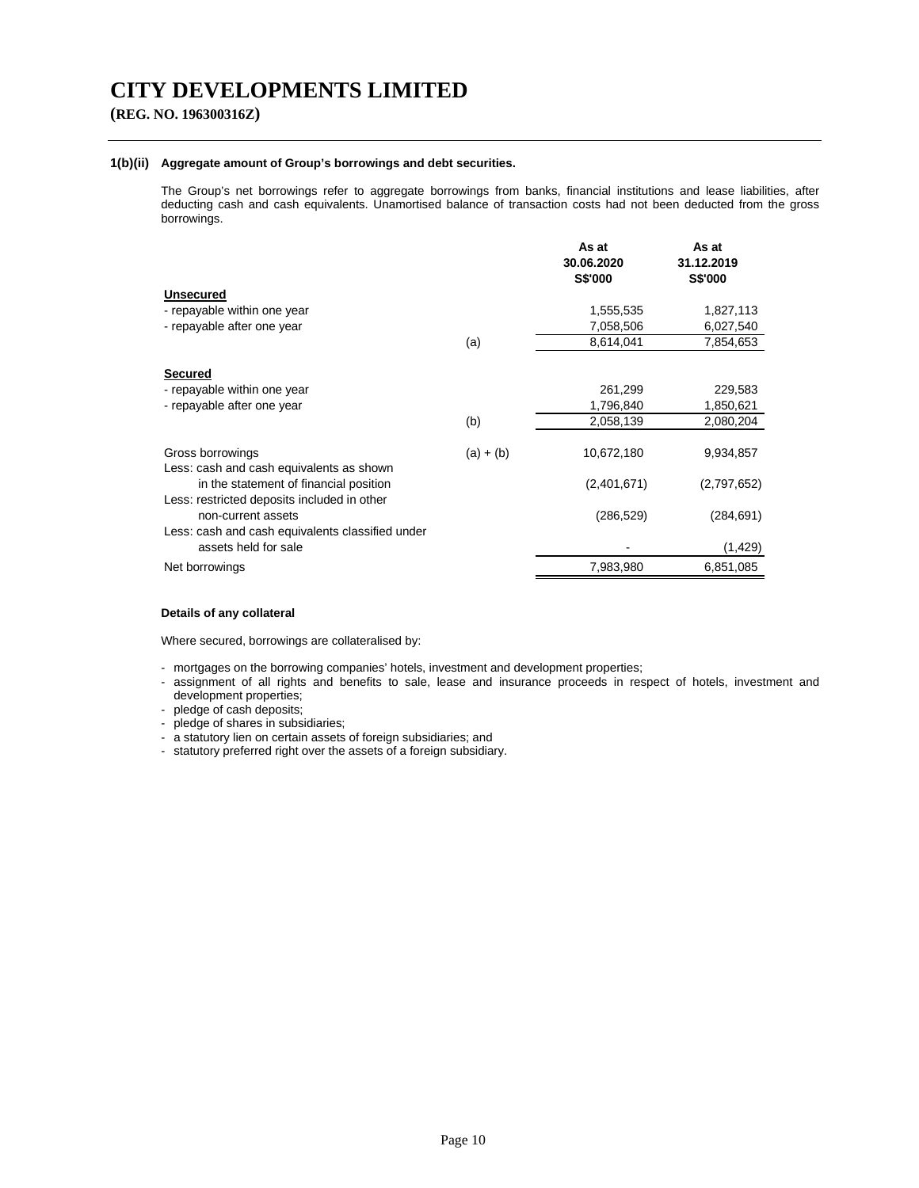# CITY DEVELOPMENTS LIMITED

**(REG. NO. 196300316Z)**

### 1(b)(ii) Aggregate amount of Group's borrowings and debt securities.

The Group's net borrowings refer to aggregate borrowings from banks, financial institutions and lease liabilities, after deducting cash and cash equivalents. Unamortised balance of transaction costs had not been deducted from the gross borrowings.

| | | As at 30.06.2020 S$'000 | As at 31.12.2019 S$'000 |
|---|---|---|---|
| **Unsecured** | | | |
| - repayable within one year | | 1,555,535 | 1,827,113 |
| - repayable after one year | | 7,058,506 | 6,027,540 |
| | (a) | 8,614,041 | 7,854,653 |
| **Secured** | | | |
| - repayable within one year | | 261,299 | 229,583 |
| - repayable after one year | | 1,796,840 | 1,850,621 |
| | (b) | 2,058,139 | 2,080,204 |
| Gross borrowings | (a) + (b) | 10,672,180 | 9,934,857 |
| Less: cash and cash equivalents as shown in the statement of financial position | | (2,401,671) | (2,797,652) |
| Less: restricted deposits included in other non-current assets | | (286,529) | (284,691) |
| Less: cash and cash equivalents classified under assets held for sale | | - | (1,429) |
| Net borrowings | | 7,983,980 | 6,851,085 |

**Details of any collateral**

Where secured, borrowings are collateralised by:

- mortgages on the borrowing companies' hotels, investment and development properties;
- assignment of all rights and benefits to sale, lease and insurance proceeds in respect of hotels, investment and development properties;
- pledge of cash deposits;
- pledge of shares in subsidiaries;
- a statutory lien on certain assets of foreign subsidiaries; and
- statutory preferred right over the assets of a foreign subsidiary.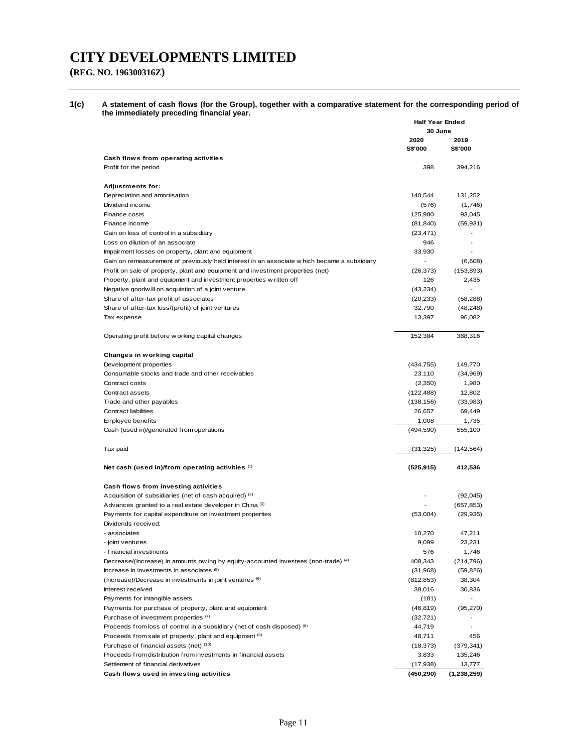# CITY DEVELOPMENTS LIMITED

**(REG. NO. 196300316Z)**

**1(c) A statement of cash flows (for the Group), together with a comparative statement for the corresponding period of the immediately preceding financial year.**

| | Half Year Ended 30 June | |
|---|---|---|
| | **2020** | **2019** |
| | **S$'000** | **S$'000** |
| **Cash flows from operating activities** | | |
| Profit for the period | 398 | 394,216 |
| | | |
| **Adjustments for:** | | |
| Depreciation and amortisation | 140,544 | 131,252 |
| Dividend income | (576) | (1,746) |
| Finance costs | 125,980 | 93,045 |
| Finance income | (81,840) | (59,931) |
| Gain on loss of control in a subsidiary | (23,471) | - |
| Loss on dilution of an associate | 946 | - |
| Impairment losses on property, plant and equipment | 33,930 | - |
| Gain on remeasurement of previously held interest in an associate which became a subsidiary | - | (6,608) |
| Profit on sale of property, plant and equipment and investment properties (net) | (26,373) | (153,893) |
| Property, plant and equipment and investment properties written off | 126 | 2,435 |
| Negative goodwill on acquistion of a joint venture | (43,234) | - |
| Share of after-tax profit of associates | (20,233) | (58,288) |
| Share of after-tax loss/(profit) of joint ventures | 32,790 | (48,248) |
| Tax expense | 13,397 | 96,082 |
| | | |
| Operating profit before working capital changes | 152,384 | 388,316 |
| | | |
| **Changes in working capital** | | |
| Development properties | (434,755) | 149,770 |
| Consumable stocks and trade and other receivables | 23,110 | (34,969) |
| Contract costs | (2,350) | 1,980 |
| Contract assets | (122,488) | 12,802 |
| Trade and other payables | (138,156) | (33,983) |
| Contract liabilities | 26,657 | 69,449 |
| Employee benefits | 1,008 | 1,735 |
| Cash (used in)/generated from operations | (494,590) | 555,100 |
| | | |
| Tax paid | (31,325) | (142,564) |
| | | |
| **Net cash (used in)/from operating activities [(1)]** | **(525,915)** | **412,536** |
| | | |
| **Cash flows from investing activities** | | |
| Acquisition of subsidiaries (net of cash acquired) [(2)] | - | (92,045) |
| Advances granted to a real estate developer in China [(3)] | - | (657,853) |
| Payments for capital expenditure on investment properties | (53,004) | (29,935) |
| Dividends received: | | |
| - associates | 10,270 | 47,211 |
| - joint ventures | 9,099 | 23,231 |
| - financial investments | 576 | 1,746 |
| Decrease/(Increase) in amounts owing by equity-accounted investees (non-trade) [(4)] | 408,343 | (214,796) |
| Increase in investments in associates [(5)] | (31,968) | (59,826) |
| (Increase)/Decrease in investments in joint ventures [(6)] | (812,853) | 38,304 |
| Interest received | 38,016 | 30,836 |
| Payments for intangible assets | (181) | - |
| Payments for purchase of property, plant and equipment | (46,819) | (95,270) |
| Purchase of investment properties [(7)] | (32,721) | - |
| Proceeds from loss of control in a subsidiary (net of cash disposed) [(8)] | 44,719 | - |
| Proceeds from sale of property, plant and equipment [(9)] | 48,711 | 456 |
| Purchase of financial assets (net) [(10)] | (18,373) | (379,341) |
| Proceeds from distribution from investments in financial assets | 3,833 | 135,246 |
| Settlement of financial derivatives | (17,938) | 13,777 |
| **Cash flows used in investing activities** | **(450,290)** | **(1,238,259)** |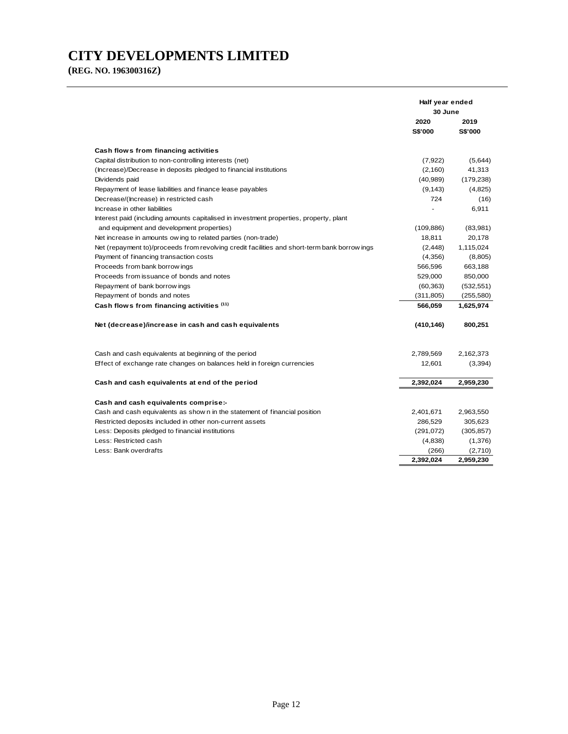# CITY DEVELOPMENTS LIMITED

**(REG. NO. 196300316Z)**

| | Half year ended 30 June | |
|---|---|---|
| | 2020 | 2019 |
| | S$'000 | S$'000 |
| **Cash flows from financing activities** | | |
| Capital distribution to non-controlling interests (net) | (7,922) | (5,644) |
| (Increase)/Decrease in deposits pledged to financial institutions | (2,160) | 41,313 |
| Dividends paid | (40,989) | (179,238) |
| Repayment of lease liabilities and finance lease payables | (9,143) | (4,825) |
| Decrease/(Increase) in restricted cash | 724 | (16) |
| Increase in other liabilities | - | 6,911 |
| Interest paid (including amounts capitalised in investment properties, property, plant and equipment and development properties) | (109,886) | (83,981) |
| Net increase in amounts owing to related parties (non-trade) | 18,811 | 20,178 |
| Net (repayment to)/proceeds from revolving credit facilities and short-term bank borrowings | (2,448) | 1,115,024 |
| Payment of financing transaction costs | (4,356) | (8,805) |
| Proceeds from bank borrowings | 566,596 | 663,188 |
| Proceeds from issuance of bonds and notes | 529,000 | 850,000 |
| Repayment of bank borrowings | (60,363) | (532,551) |
| Repayment of bonds and notes | (311,805) | (255,580) |
| **Cash flows from financing activities [11]** | **566,059** | **1,625,974** |
| | | |
| **Net (decrease)/increase in cash and cash equivalents** | **(410,146)** | **800,251** |
| | | |
| Cash and cash equivalents at beginning of the period | 2,789,569 | 2,162,373 |
| Effect of exchange rate changes on balances held in foreign currencies | 12,601 | (3,394) |
| | | |
| **Cash and cash equivalents at end of the period** | **2,392,024** | **2,959,230** |
| | | |
| **Cash and cash equivalents comprise:-** | | |
| Cash and cash equivalents as shown in the statement of financial position | 2,401,671 | 2,963,550 |
| Restricted deposits included in other non-current assets | 286,529 | 305,623 |
| Less: Deposits pledged to financial institutions | (291,072) | (305,857) |
| Less: Restricted cash | (4,838) | (1,376) |
| Less: Bank overdrafts | (266) | (2,710) |
| | **2,392,024** | **2,959,230** |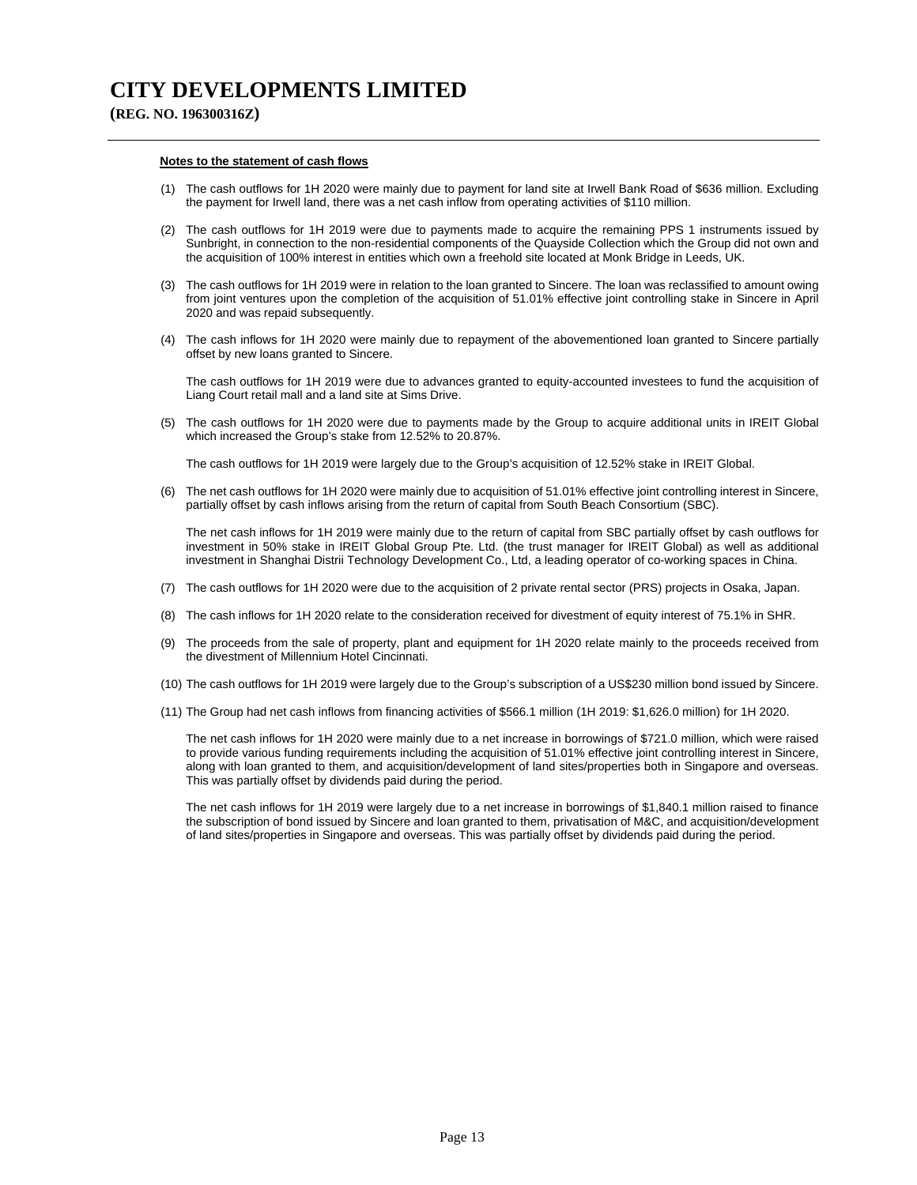# CITY DEVELOPMENTS LIMITED

**(REG. NO. 196300316Z)**

**Notes to the statement of cash flows**

(1) The cash outflows for 1H 2020 were mainly due to payment for land site at Irwell Bank Road of $636 million. Excluding the payment for Irwell land, there was a net cash inflow from operating activities of $110 million.

(2) The cash outflows for 1H 2019 were due to payments made to acquire the remaining PPS 1 instruments issued by Sunbright, in connection to the non-residential components of the Quayside Collection which the Group did not own and the acquisition of 100% interest in entities which own a freehold site located at Monk Bridge in Leeds, UK.

(3) The cash outflows for 1H 2019 were in relation to the loan granted to Sincere. The loan was reclassified to amount owing from joint ventures upon the completion of the acquisition of 51.01% effective joint controlling stake in Sincere in April 2020 and was repaid subsequently.

(4) The cash inflows for 1H 2020 were mainly due to repayment of the abovementioned loan granted to Sincere partially offset by new loans granted to Sincere.

The cash outflows for 1H 2019 were due to advances granted to equity-accounted investees to fund the acquisition of Liang Court retail mall and a land site at Sims Drive.

(5) The cash outflows for 1H 2020 were due to payments made by the Group to acquire additional units in IREIT Global which increased the Group's stake from 12.52% to 20.87%.

The cash outflows for 1H 2019 were largely due to the Group's acquisition of 12.52% stake in IREIT Global.

(6) The net cash outflows for 1H 2020 were mainly due to acquisition of 51.01% effective joint controlling interest in Sincere, partially offset by cash inflows arising from the return of capital from South Beach Consortium (SBC).

The net cash inflows for 1H 2019 were mainly due to the return of capital from SBC partially offset by cash outflows for investment in 50% stake in IREIT Global Group Pte. Ltd. (the trust manager for IREIT Global) as well as additional investment in Shanghai Distrii Technology Development Co., Ltd, a leading operator of co-working spaces in China.

(7) The cash outflows for 1H 2020 were due to the acquisition of 2 private rental sector (PRS) projects in Osaka, Japan.

(8) The cash inflows for 1H 2020 relate to the consideration received for divestment of equity interest of 75.1% in SHR.

(9) The proceeds from the sale of property, plant and equipment for 1H 2020 relate mainly to the proceeds received from the divestment of Millennium Hotel Cincinnati.

(10) The cash outflows for 1H 2019 were largely due to the Group's subscription of a US$230 million bond issued by Sincere.

(11) The Group had net cash inflows from financing activities of $566.1 million (1H 2019: $1,626.0 million) for 1H 2020.

The net cash inflows for 1H 2020 were mainly due to a net increase in borrowings of $721.0 million, which were raised to provide various funding requirements including the acquisition of 51.01% effective joint controlling interest in Sincere, along with loan granted to them, and acquisition/development of land sites/properties both in Singapore and overseas. This was partially offset by dividends paid during the period.

The net cash inflows for 1H 2019 were largely due to a net increase in borrowings of $1,840.1 million raised to finance the subscription of bond issued by Sincere and loan granted to them, privatisation of M&C, and acquisition/development of land sites/properties in Singapore and overseas. This was partially offset by dividends paid during the period.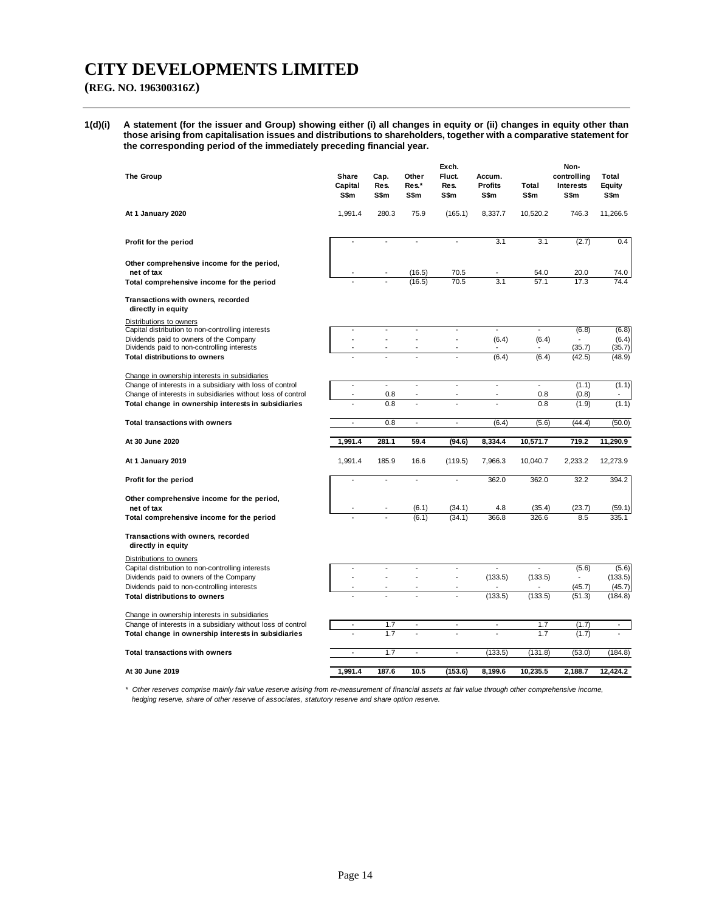# CITY DEVELOPMENTS LIMITED

**(REG. NO. 196300316Z)**

**1(d)(i) A statement (for the issuer and Group) showing either (i) all changes in equity or (ii) changes in equity other than those arising from capitalisation issues and distributions to shareholders, together with a comparative statement for the corresponding period of the immediately preceding financial year.**

| The Group | Share Capital S$m | Cap. Res. S$m | Other Res.* S$m | Exch. Fluct. Res. S$m | Accum. Profits S$m | Total S$m | Non-controlling Interests S$m | Total Equity S$m |
|---|---|---|---|---|---|---|---|---|
| **At 1 January 2020** | 1,991.4 | 280.3 | 75.9 | (165.1) | 8,337.7 | 10,520.2 | 746.3 | 11,266.5 |
| **Profit for the period** | - | - | - | - | 3.1 | 3.1 | (2.7) | 0.4 |
| **Other comprehensive income for the period, net of tax** | - | - | (16.5) | 70.5 | - | 54.0 | 20.0 | 74.0 |
| **Total comprehensive income for the period** | - | - | (16.5) | 70.5 | 3.1 | 57.1 | 17.3 | 74.4 |
| **Transactions with owners, recorded directly in equity** | | | | | | | | |
| Distributions to owners | | | | | | | | |
| Capital distribution to non-controlling interests | - | - | - | - | - | - | (6.8) | (6.8) |
| Dividends paid to owners of the Company | - | - | - | - | (6.4) | (6.4) | - | (6.4) |
| Dividends paid to non-controlling interests | - | - | - | - | - | - | (35.7) | (35.7) |
| **Total distributions to owners** | - | - | - | - | (6.4) | (6.4) | (42.5) | (48.9) |
| Change in ownership interests in subsidiaries | | | | | | | | |
| Change of interests in a subsidiary with loss of control | - | - | - | - | - | - | (1.1) | (1.1) |
| Change of interests in subsidiaries without loss of control | - | 0.8 | - | - | - | 0.8 | (0.8) | - |
| **Total change in ownership interests in subsidiaries** | - | 0.8 | - | - | - | 0.8 | (1.9) | (1.1) |
| **Total transactions with owners** | - | 0.8 | - | - | (6.4) | (5.6) | (44.4) | (50.0) |
| **At 30 June 2020** | **1,991.4** | **281.1** | **59.4** | **(94.6)** | **8,334.4** | **10,571.7** | **719.2** | **11,290.9** |
| **At 1 January 2019** | 1,991.4 | 185.9 | 16.6 | (119.5) | 7,966.3 | 10,040.7 | 2,233.2 | 12,273.9 |
| **Profit for the period** | - | - | - | - | 362.0 | 362.0 | 32.2 | 394.2 |
| **Other comprehensive income for the period, net of tax** | - | - | (6.1) | (34.1) | 4.8 | (35.4) | (23.7) | (59.1) |
| **Total comprehensive income for the period** | - | - | (6.1) | (34.1) | 366.8 | 326.6 | 8.5 | 335.1 |
| **Transactions with owners, recorded directly in equity** | | | | | | | | |
| Distributions to owners | | | | | | | | |
| Capital distribution to non-controlling interests | - | - | - | - | - | - | (5.6) | (5.6) |
| Dividends paid to owners of the Company | - | - | - | - | (133.5) | (133.5) | - | (133.5) |
| Dividends paid to non-controlling interests | - | - | - | - | - | - | (45.7) | (45.7) |
| **Total distributions to owners** | - | - | - | - | (133.5) | (133.5) | (51.3) | (184.8) |
| Change in ownership interests in subsidiaries | | | | | | | | |
| Change of interests in a subsidiary without loss of control | - | 1.7 | - | - | - | 1.7 | (1.7) | - |
| **Total change in ownership interests in subsidiaries** | - | 1.7 | - | - | - | 1.7 | (1.7) | - |
| **Total transactions with owners** | - | 1.7 | - | - | (133.5) | (131.8) | (53.0) | (184.8) |
| **At 30 June 2019** | **1,991.4** | **187.6** | **10.5** | **(153.6)** | **8,199.6** | **10,235.5** | **2,188.7** | **12,424.2** |

*\* Other reserves comprise mainly fair value reserve arising from re-measurement of financial assets at fair value through other comprehensive income, hedging reserve, share of other reserve of associates, statutory reserve and share option reserve.*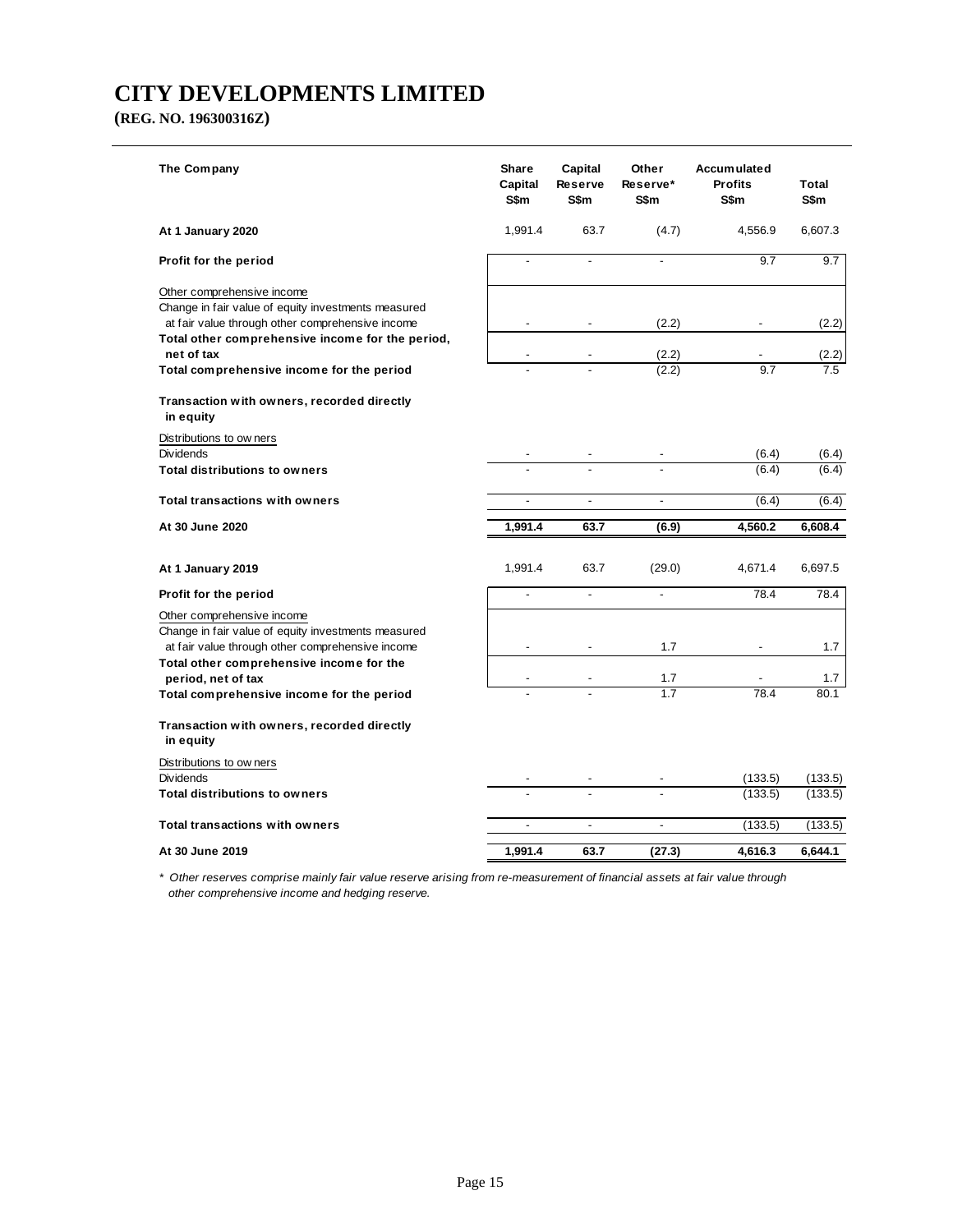# CITY DEVELOPMENTS LIMITED

**(REG. NO. 196300316Z)**

| The Company | Share Capital S$m | Capital Reserve S$m | Other Reserve* S$m | Accumulated Profits S$m | Total S$m |
|---|---|---|---|---|---|
| **At 1 January 2020** | 1,991.4 | 63.7 | (4.7) | 4,556.9 | 6,607.3 |
| **Profit for the period** | - | - | - | 9.7 | 9.7 |
| Other comprehensive income | | | | | |
| Change in fair value of equity investments measured at fair value through other comprehensive income | - | - | (2.2) | - | (2.2) |
| **Total other comprehensive income for the period, net of tax** | - | - | (2.2) | - | (2.2) |
| **Total comprehensive income for the period** | - | - | (2.2) | 9.7 | 7.5 |
| **Transaction with owners, recorded directly in equity** | | | | | |
| Distributions to owners | | | | | |
| Dividends | - | - | - | (6.4) | (6.4) |
| **Total distributions to owners** | - | - | - | (6.4) | (6.4) |
| **Total transactions with owners** | - | - | - | (6.4) | (6.4) |
| **At 30 June 2020** | **1,991.4** | **63.7** | **(6.9)** | **4,560.2** | **6,608.4** |
| | | | | | |
| **At 1 January 2019** | 1,991.4 | 63.7 | (29.0) | 4,671.4 | 6,697.5 |
| **Profit for the period** | - | - | - | 78.4 | 78.4 |
| Other comprehensive income | | | | | |
| Change in fair value of equity investments measured at fair value through other comprehensive income | - | - | 1.7 | - | 1.7 |
| **Total other comprehensive income for the period, net of tax** | - | - | 1.7 | - | 1.7 |
| **Total comprehensive income for the period** | - | - | 1.7 | 78.4 | 80.1 |
| **Transaction with owners, recorded directly in equity** | | | | | |
| Distributions to owners | | | | | |
| Dividends | - | - | - | (133.5) | (133.5) |
| **Total distributions to owners** | - | - | - | (133.5) | (133.5) |
| **Total transactions with owners** | - | - | - | (133.5) | (133.5) |
| **At 30 June 2019** | **1,991.4** | **63.7** | **(27.3)** | **4,616.3** | **6,644.1** |

*\* Other reserves comprise mainly fair value reserve arising from re-measurement of financial assets at fair value through other comprehensive income and hedging reserve.*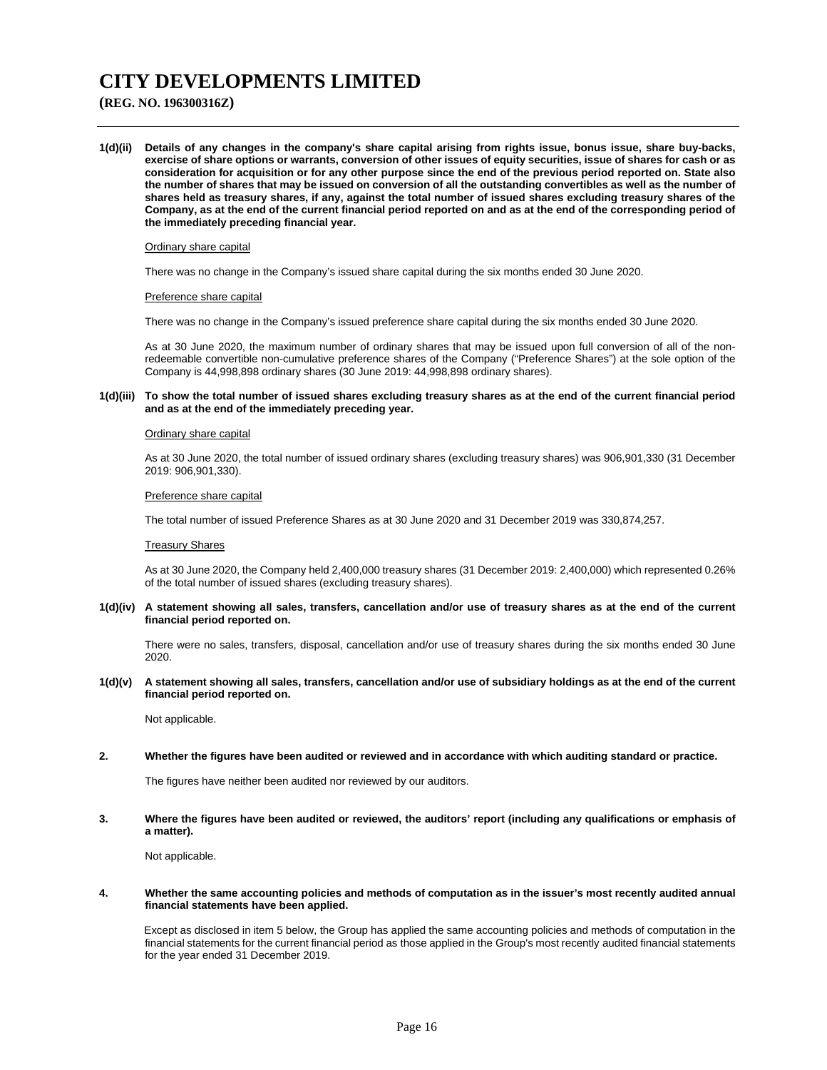**1(d)(ii) Details of any changes in the company's share capital arising from rights issue, bonus issue, share buy-backs, exercise of share options or warrants, conversion of other issues of equity securities, issue of shares for cash or as consideration for acquisition or for any other purpose since the end of the previous period reported on. State also the number of shares that may be issued on conversion of all the outstanding convertibles as well as the number of shares held as treasury shares, if any, against the total number of issued shares excluding treasury shares of the Company, as at the end of the current financial period reported on and as at the end of the corresponding period of the immediately preceding financial year.**

Ordinary share capital

There was no change in the Company's issued share capital during the six months ended 30 June 2020.

Preference share capital

There was no change in the Company's issued preference share capital during the six months ended 30 June 2020.

As at 30 June 2020, the maximum number of ordinary shares that may be issued upon full conversion of all of the non-redeemable convertible non-cumulative preference shares of the Company ("Preference Shares") at the sole option of the Company is 44,998,898 ordinary shares (30 June 2019: 44,998,898 ordinary shares).

**1(d)(iii) To show the total number of issued shares excluding treasury shares as at the end of the current financial period and as at the end of the immediately preceding year.**

Ordinary share capital

As at 30 June 2020, the total number of issued ordinary shares (excluding treasury shares) was 906,901,330 (31 December 2019: 906,901,330).

Preference share capital

The total number of issued Preference Shares as at 30 June 2020 and 31 December 2019 was 330,874,257.

Treasury Shares

As at 30 June 2020, the Company held 2,400,000 treasury shares (31 December 2019: 2,400,000) which represented 0.26% of the total number of issued shares (excluding treasury shares).

**1(d)(iv) A statement showing all sales, transfers, cancellation and/or use of treasury shares as at the end of the current financial period reported on.**

There were no sales, transfers, disposal, cancellation and/or use of treasury shares during the six months ended 30 June 2020.

**1(d)(v) A statement showing all sales, transfers, cancellation and/or use of subsidiary holdings as at the end of the current financial period reported on.**

Not applicable.

**2. Whether the figures have been audited or reviewed and in accordance with which auditing standard or practice.**

The figures have neither been audited nor reviewed by our auditors.

**3. Where the figures have been audited or reviewed, the auditors' report (including any qualifications or emphasis of a matter).**

Not applicable.

**4. Whether the same accounting policies and methods of computation as in the issuer's most recently audited annual financial statements have been applied.**

Except as disclosed in item 5 below, the Group has applied the same accounting policies and methods of computation in the financial statements for the current financial period as those applied in the Group's most recently audited financial statements for the year ended 31 December 2019.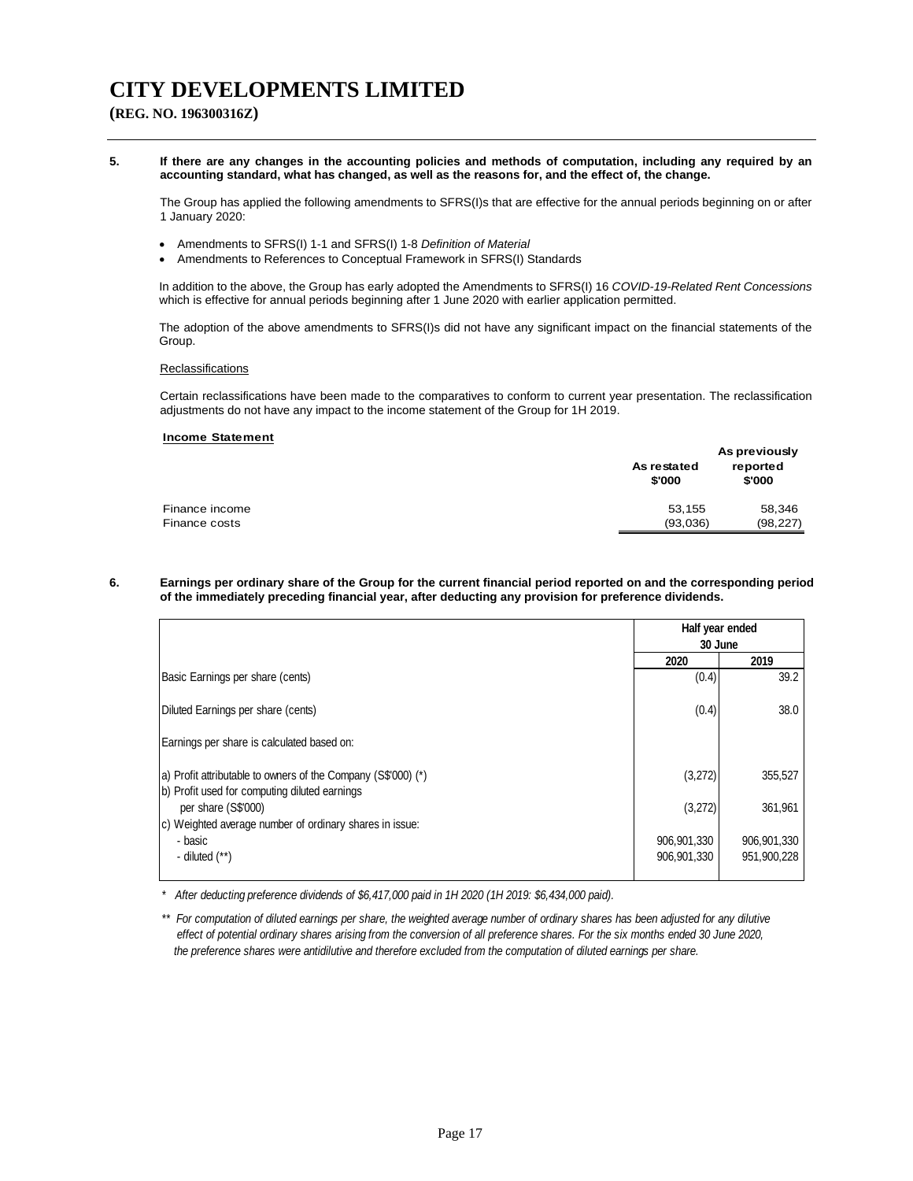# CITY DEVELOPMENTS LIMITED

**(REG. NO. 196300316Z)**

**5. If there are any changes in the accounting policies and methods of computation, including any required by an accounting standard, what has changed, as well as the reasons for, and the effect of, the change.**

The Group has applied the following amendments to SFRS(I)s that are effective for the annual periods beginning on or after 1 January 2020:

- Amendments to SFRS(I) 1-1 and SFRS(I) 1-8 *Definition of Material*
- Amendments to References to Conceptual Framework in SFRS(I) Standards

In addition to the above, the Group has early adopted the Amendments to SFRS(I) 16 *COVID-19-Related Rent Concessions* which is effective for annual periods beginning after 1 June 2020 with earlier application permitted.

The adoption of the above amendments to SFRS(I)s did not have any significant impact on the financial statements of the Group.

Reclassifications

Certain reclassifications have been made to the comparatives to conform to current year presentation. The reclassification adjustments do not have any impact to the income statement of the Group for 1H 2019.

**Income Statement**

| | As restated $'000 | As previously reported $'000 |
|---|---|---|
| Finance income | 53,155 | 58,346 |
| Finance costs | (93,036) | (98,227) |

**6. Earnings per ordinary share of the Group for the current financial period reported on and the corresponding period of the immediately preceding financial year, after deducting any provision for preference dividends.**

| | Half year ended 30 June | |
|---|---|---|
| | 2020 | 2019 |
| Basic Earnings per share (cents) | (0.4) | 39.2 |
| Diluted Earnings per share (cents) | (0.4) | 38.0 |
| Earnings per share is calculated based on: | | |
| a) Profit attributable to owners of the Company (S$'000) (*) | (3,272) | 355,527 |
| b) Profit used for computing diluted earnings per share (S$'000) | (3,272) | 361,961 |
| c) Weighted average number of ordinary shares in issue: | | |
| - basic | 906,901,330 | 906,901,330 |
| - diluted (**) | 906,901,330 | 951,900,228 |

\* *After deducting preference dividends of $6,417,000 paid in 1H 2020 (1H 2019: $6,434,000 paid).*

\*\* *For computation of diluted earnings per share, the weighted average number of ordinary shares has been adjusted for any dilutive effect of potential ordinary shares arising from the conversion of all preference shares. For the six months ended 30 June 2020, the preference shares were antidilutive and therefore excluded from the computation of diluted earnings per share.*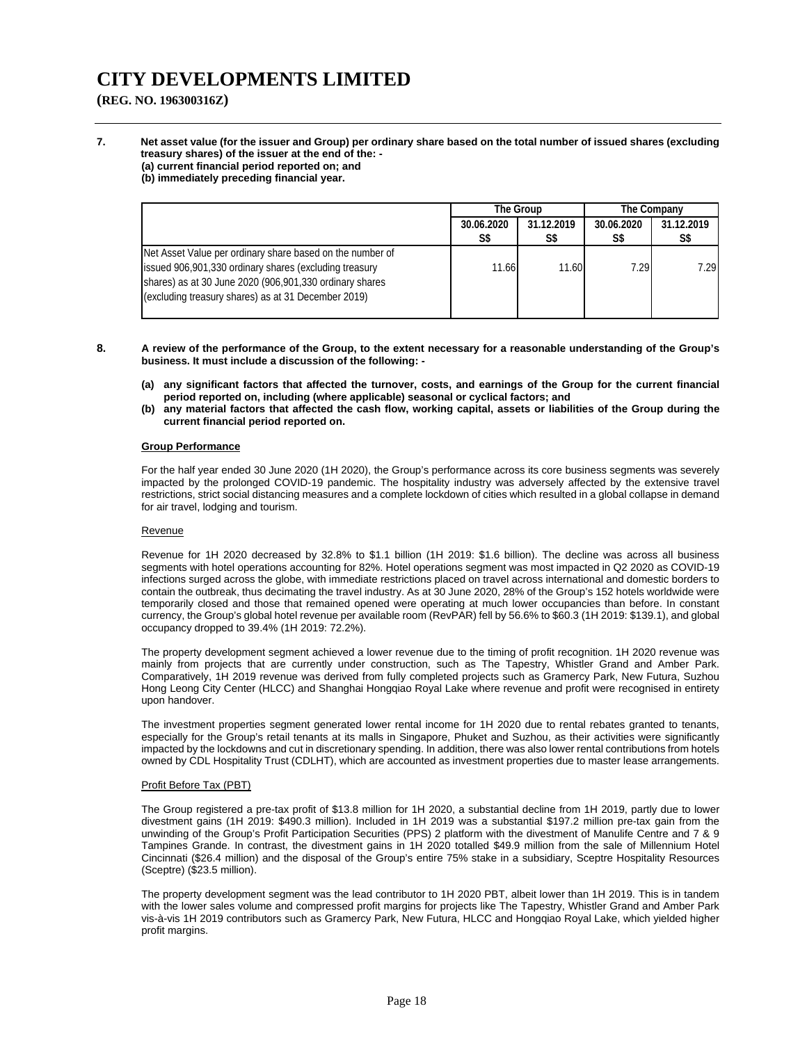# CITY DEVELOPMENTS LIMITED

**(REG. NO. 196300316Z)**

**7. Net asset value (for the issuer and Group) per ordinary share based on the total number of issued shares (excluding treasury shares) of the issuer at the end of the: -**
**(a) current financial period reported on; and**
**(b) immediately preceding financial year.**

| | The Group | | The Company | |
|---|---|---|---|---|
| | 30.06.2020 S$ | 31.12.2019 S$ | 30.06.2020 S$ | 31.12.2019 S$ |
| Net Asset Value per ordinary share based on the number of issued 906,901,330 ordinary shares (excluding treasury shares) as at 30 June 2020 (906,901,330 ordinary shares (excluding treasury shares) as at 31 December 2019) | 11.66 | 11.60 | 7.29 | 7.29 |

**8. A review of the performance of the Group, to the extent necessary for a reasonable understanding of the Group's business. It must include a discussion of the following: -**

**(a) any significant factors that affected the turnover, costs, and earnings of the Group for the current financial period reported on, including (where applicable) seasonal or cyclical factors; and**

**(b) any material factors that affected the cash flow, working capital, assets or liabilities of the Group during the current financial period reported on.**

**Group Performance**

For the half year ended 30 June 2020 (1H 2020), the Group's performance across its core business segments was severely impacted by the prolonged COVID-19 pandemic. The hospitality industry was adversely affected by the extensive travel restrictions, strict social distancing measures and a complete lockdown of cities which resulted in a global collapse in demand for air travel, lodging and tourism.

Revenue

Revenue for 1H 2020 decreased by 32.8% to $1.1 billion (1H 2019: $1.6 billion). The decline was across all business segments with hotel operations accounting for 82%. Hotel operations segment was most impacted in Q2 2020 as COVID-19 infections surged across the globe, with immediate restrictions placed on travel across international and domestic borders to contain the outbreak, thus decimating the travel industry. As at 30 June 2020, 28% of the Group's 152 hotels worldwide were temporarily closed and those that remained opened were operating at much lower occupancies than before. In constant currency, the Group's global hotel revenue per available room (RevPAR) fell by 56.6% to $60.3 (1H 2019: $139.1), and global occupancy dropped to 39.4% (1H 2019: 72.2%).

The property development segment achieved a lower revenue due to the timing of profit recognition. 1H 2020 revenue was mainly from projects that are currently under construction, such as The Tapestry, Whistler Grand and Amber Park. Comparatively, 1H 2019 revenue was derived from fully completed projects such as Gramercy Park, New Futura, Suzhou Hong Leong City Center (HLCC) and Shanghai Hongqiao Royal Lake where revenue and profit were recognised in entirety upon handover.

The investment properties segment generated lower rental income for 1H 2020 due to rental rebates granted to tenants, especially for the Group's retail tenants at its malls in Singapore, Phuket and Suzhou, as their activities were significantly impacted by the lockdowns and cut in discretionary spending. In addition, there was also lower rental contributions from hotels owned by CDL Hospitality Trust (CDLHT), which are accounted as investment properties due to master lease arrangements.

Profit Before Tax (PBT)

The Group registered a pre-tax profit of $13.8 million for 1H 2020, a substantial decline from 1H 2019, partly due to lower divestment gains (1H 2019: $490.3 million). Included in 1H 2019 was a substantial $197.2 million pre-tax gain from the unwinding of the Group's Profit Participation Securities (PPS) 2 platform with the divestment of Manulife Centre and 7 & 9 Tampines Grande. In contrast, the divestment gains in 1H 2020 totalled $49.9 million from the sale of Millennium Hotel Cincinnati ($26.4 million) and the disposal of the Group's entire 75% stake in a subsidiary, Sceptre Hospitality Resources (Sceptre) ($23.5 million).

The property development segment was the lead contributor to 1H 2020 PBT, albeit lower than 1H 2019. This is in tandem with the lower sales volume and compressed profit margins for projects like The Tapestry, Whistler Grand and Amber Park vis-à-vis 1H 2019 contributors such as Gramercy Park, New Futura, HLCC and Hongqiao Royal Lake, which yielded higher profit margins.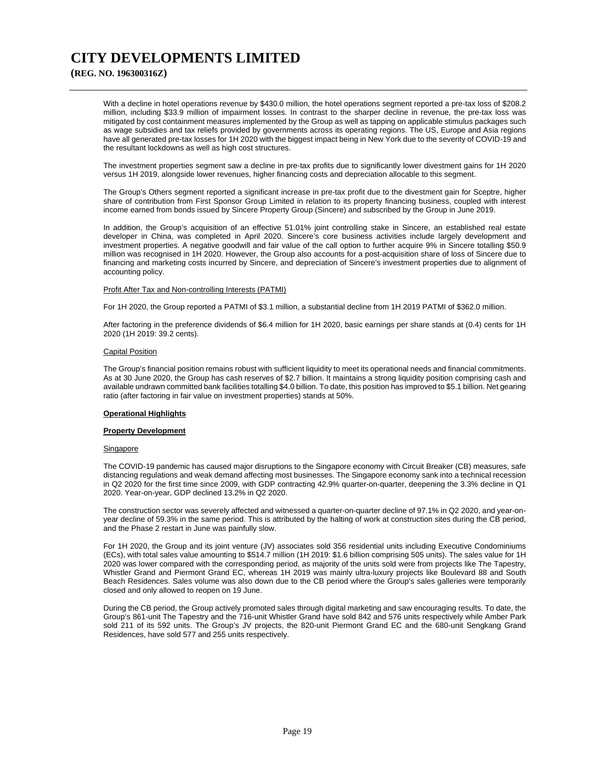With a decline in hotel operations revenue by $430.0 million, the hotel operations segment reported a pre-tax loss of $208.2 million, including $33.9 million of impairment losses. In contrast to the sharper decline in revenue, the pre-tax loss was mitigated by cost containment measures implemented by the Group as well as tapping on applicable stimulus packages such as wage subsidies and tax reliefs provided by governments across its operating regions. The US, Europe and Asia regions have all generated pre-tax losses for 1H 2020 with the biggest impact being in New York due to the severity of COVID-19 and the resultant lockdowns as well as high cost structures.

The investment properties segment saw a decline in pre-tax profits due to significantly lower divestment gains for 1H 2020 versus 1H 2019, alongside lower revenues, higher financing costs and depreciation allocable to this segment.

The Group's Others segment reported a significant increase in pre-tax profit due to the divestment gain for Sceptre, higher share of contribution from First Sponsor Group Limited in relation to its property financing business, coupled with interest income earned from bonds issued by Sincere Property Group (Sincere) and subscribed by the Group in June 2019.

In addition, the Group's acquisition of an effective 51.01% joint controlling stake in Sincere, an established real estate developer in China, was completed in April 2020. Sincere's core business activities include largely development and investment properties. A negative goodwill and fair value of the call option to further acquire 9% in Sincere totalling $50.9 million was recognised in 1H 2020. However, the Group also accounts for a post-acquisition share of loss of Sincere due to financing and marketing costs incurred by Sincere, and depreciation of Sincere's investment properties due to alignment of accounting policy.

Profit After Tax and Non-controlling Interests (PATMI)

For 1H 2020, the Group reported a PATMI of $3.1 million, a substantial decline from 1H 2019 PATMI of $362.0 million.

After factoring in the preference dividends of $6.4 million for 1H 2020, basic earnings per share stands at (0.4) cents for 1H 2020 (1H 2019: 39.2 cents).

Capital Position

The Group's financial position remains robust with sufficient liquidity to meet its operational needs and financial commitments. As at 30 June 2020, the Group has cash reserves of $2.7 billion. It maintains a strong liquidity position comprising cash and available undrawn committed bank facilities totalling $4.0 billion. To date, this position has improved to $5.1 billion. Net gearing ratio (after factoring in fair value on investment properties) stands at 50%.

**Operational Highlights**

**Property Development**

Singapore

The COVID-19 pandemic has caused major disruptions to the Singapore economy with Circuit Breaker (CB) measures, safe distancing regulations and weak demand affecting most businesses. The Singapore economy sank into a technical recession in Q2 2020 for the first time since 2009, with GDP contracting 42.9% quarter-on-quarter, deepening the 3.3% decline in Q1 2020. Year-on-year, GDP declined 13.2% in Q2 2020.

The construction sector was severely affected and witnessed a quarter-on-quarter decline of 97.1% in Q2 2020, and year-on-year decline of 59.3% in the same period. This is attributed by the halting of work at construction sites during the CB period, and the Phase 2 restart in June was painfully slow.

For 1H 2020, the Group and its joint venture (JV) associates sold 356 residential units including Executive Condominiums (ECs), with total sales value amounting to $514.7 million (1H 2019: $1.6 billion comprising 505 units). The sales value for 1H 2020 was lower compared with the corresponding period, as majority of the units sold were from projects like The Tapestry, Whistler Grand and Piermont Grand EC, whereas 1H 2019 was mainly ultra-luxury projects like Boulevard 88 and South Beach Residences. Sales volume was also down due to the CB period where the Group's sales galleries were temporarily closed and only allowed to reopen on 19 June.

During the CB period, the Group actively promoted sales through digital marketing and saw encouraging results. To date, the Group's 861-unit The Tapestry and the 716-unit Whistler Grand have sold 842 and 576 units respectively while Amber Park sold 211 of its 592 units. The Group's JV projects, the 820-unit Piermont Grand EC and the 680-unit Sengkang Grand Residences, have sold 577 and 255 units respectively.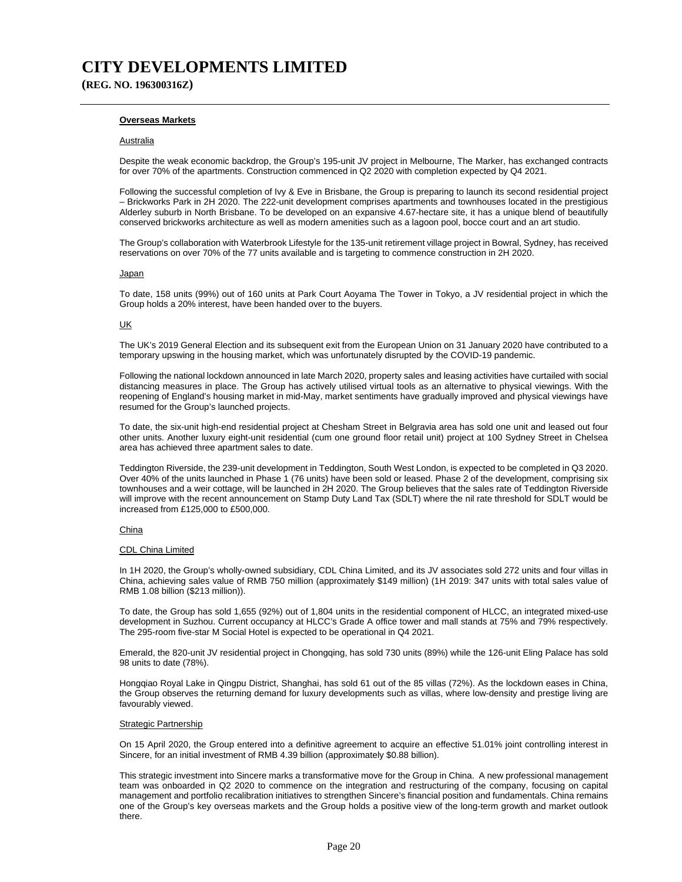**Overseas Markets**

Australia

Despite the weak economic backdrop, the Group's 195-unit JV project in Melbourne, The Marker, has exchanged contracts for over 70% of the apartments. Construction commenced in Q2 2020 with completion expected by Q4 2021.

Following the successful completion of Ivy & Eve in Brisbane, the Group is preparing to launch its second residential project – Brickworks Park in 2H 2020. The 222-unit development comprises apartments and townhouses located in the prestigious Alderley suburb in North Brisbane. To be developed on an expansive 4.67-hectare site, it has a unique blend of beautifully conserved brickworks architecture as well as modern amenities such as a lagoon pool, bocce court and an art studio.

The Group's collaboration with Waterbrook Lifestyle for the 135-unit retirement village project in Bowral, Sydney, has received reservations on over 70% of the 77 units available and is targeting to commence construction in 2H 2020.

Japan

To date, 158 units (99%) out of 160 units at Park Court Aoyama The Tower in Tokyo, a JV residential project in which the Group holds a 20% interest, have been handed over to the buyers.

UK

The UK's 2019 General Election and its subsequent exit from the European Union on 31 January 2020 have contributed to a temporary upswing in the housing market, which was unfortunately disrupted by the COVID-19 pandemic.

Following the national lockdown announced in late March 2020, property sales and leasing activities have curtailed with social distancing measures in place. The Group has actively utilised virtual tools as an alternative to physical viewings. With the reopening of England's housing market in mid-May, market sentiments have gradually improved and physical viewings have resumed for the Group's launched projects.

To date, the six-unit high-end residential project at Chesham Street in Belgravia area has sold one unit and leased out four other units. Another luxury eight-unit residential (cum one ground floor retail unit) project at 100 Sydney Street in Chelsea area has achieved three apartment sales to date.

Teddington Riverside, the 239-unit development in Teddington, South West London, is expected to be completed in Q3 2020. Over 40% of the units launched in Phase 1 (76 units) have been sold or leased. Phase 2 of the development, comprising six townhouses and a weir cottage, will be launched in 2H 2020. The Group believes that the sales rate of Teddington Riverside will improve with the recent announcement on Stamp Duty Land Tax (SDLT) where the nil rate threshold for SDLT would be increased from £125,000 to £500,000.

China

CDL China Limited

In 1H 2020, the Group's wholly-owned subsidiary, CDL China Limited, and its JV associates sold 272 units and four villas in China, achieving sales value of RMB 750 million (approximately \$149 million) (1H 2019: 347 units with total sales value of RMB 1.08 billion (\$213 million)).

To date, the Group has sold 1,655 (92%) out of 1,804 units in the residential component of HLCC, an integrated mixed-use development in Suzhou. Current occupancy at HLCC's Grade A office tower and mall stands at 75% and 79% respectively. The 295-room five-star M Social Hotel is expected to be operational in Q4 2021.

Emerald, the 820-unit JV residential project in Chongqing, has sold 730 units (89%) while the 126-unit Eling Palace has sold 98 units to date (78%).

Hongqiao Royal Lake in Qingpu District, Shanghai, has sold 61 out of the 85 villas (72%). As the lockdown eases in China, the Group observes the returning demand for luxury developments such as villas, where low-density and prestige living are favourably viewed.

Strategic Partnership

On 15 April 2020, the Group entered into a definitive agreement to acquire an effective 51.01% joint controlling interest in Sincere, for an initial investment of RMB 4.39 billion (approximately \$0.88 billion).

This strategic investment into Sincere marks a transformative move for the Group in China. A new professional management team was onboarded in Q2 2020 to commence on the integration and restructuring of the company, focusing on capital management and portfolio recalibration initiatives to strengthen Sincere's financial position and fundamentals. China remains one of the Group's key overseas markets and the Group holds a positive view of the long-term growth and market outlook there.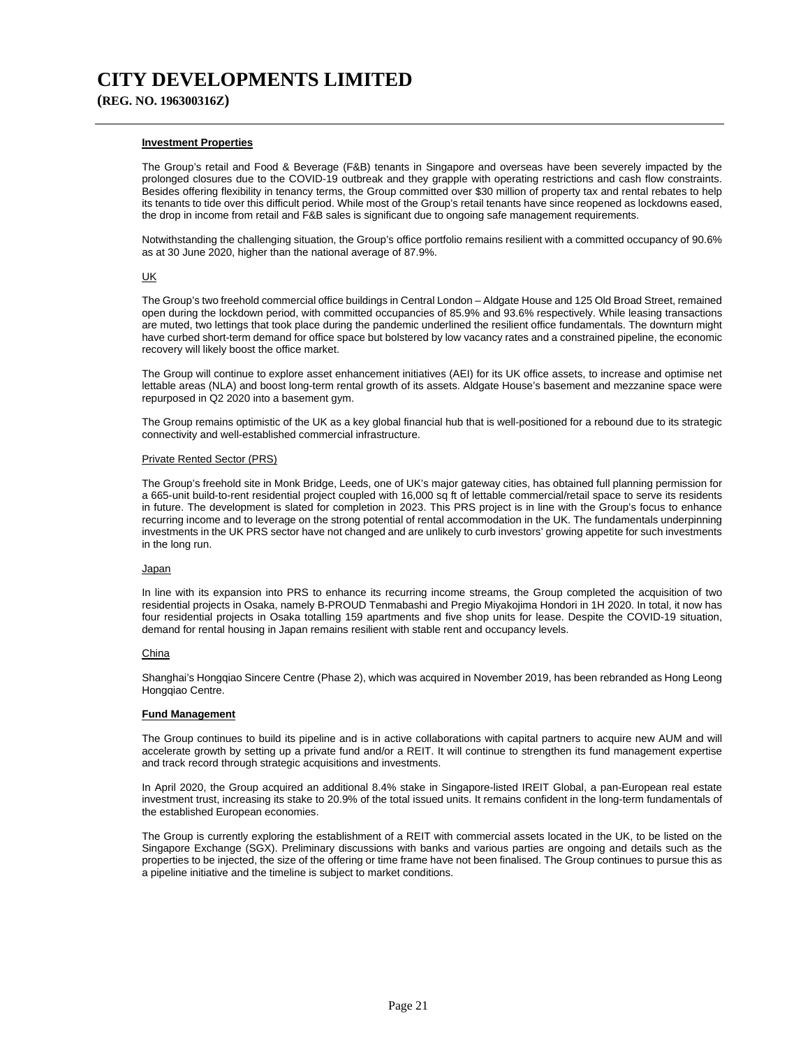**Investment Properties**

The Group's retail and Food & Beverage (F&B) tenants in Singapore and overseas have been severely impacted by the prolonged closures due to the COVID-19 outbreak and they grapple with operating restrictions and cash flow constraints. Besides offering flexibility in tenancy terms, the Group committed over $30 million of property tax and rental rebates to help its tenants to tide over this difficult period. While most of the Group's retail tenants have since reopened as lockdowns eased, the drop in income from retail and F&B sales is significant due to ongoing safe management requirements.

Notwithstanding the challenging situation, the Group's office portfolio remains resilient with a committed occupancy of 90.6% as at 30 June 2020, higher than the national average of 87.9%.

UK

The Group's two freehold commercial office buildings in Central London – Aldgate House and 125 Old Broad Street, remained open during the lockdown period, with committed occupancies of 85.9% and 93.6% respectively. While leasing transactions are muted, two lettings that took place during the pandemic underlined the resilient office fundamentals. The downturn might have curbed short-term demand for office space but bolstered by low vacancy rates and a constrained pipeline, the economic recovery will likely boost the office market.

The Group will continue to explore asset enhancement initiatives (AEI) for its UK office assets, to increase and optimise net lettable areas (NLA) and boost long-term rental growth of its assets. Aldgate House's basement and mezzanine space were repurposed in Q2 2020 into a basement gym.

The Group remains optimistic of the UK as a key global financial hub that is well-positioned for a rebound due to its strategic connectivity and well-established commercial infrastructure.

Private Rented Sector (PRS)

The Group's freehold site in Monk Bridge, Leeds, one of UK's major gateway cities, has obtained full planning permission for a 665-unit build-to-rent residential project coupled with 16,000 sq ft of lettable commercial/retail space to serve its residents in future. The development is slated for completion in 2023. This PRS project is in line with the Group's focus to enhance recurring income and to leverage on the strong potential of rental accommodation in the UK. The fundamentals underpinning investments in the UK PRS sector have not changed and are unlikely to curb investors' growing appetite for such investments in the long run.

Japan

In line with its expansion into PRS to enhance its recurring income streams, the Group completed the acquisition of two residential projects in Osaka, namely B-PROUD Tenmabashi and Pregio Miyakojima Hondori in 1H 2020. In total, it now has four residential projects in Osaka totalling 159 apartments and five shop units for lease. Despite the COVID-19 situation, demand for rental housing in Japan remains resilient with stable rent and occupancy levels.

China

Shanghai's Hongqiao Sincere Centre (Phase 2), which was acquired in November 2019, has been rebranded as Hong Leong Hongqiao Centre.

**Fund Management**

The Group continues to build its pipeline and is in active collaborations with capital partners to acquire new AUM and will accelerate growth by setting up a private fund and/or a REIT. It will continue to strengthen its fund management expertise and track record through strategic acquisitions and investments.

In April 2020, the Group acquired an additional 8.4% stake in Singapore-listed IREIT Global, a pan-European real estate investment trust, increasing its stake to 20.9% of the total issued units. It remains confident in the long-term fundamentals of the established European economies.

The Group is currently exploring the establishment of a REIT with commercial assets located in the UK, to be listed on the Singapore Exchange (SGX). Preliminary discussions with banks and various parties are ongoing and details such as the properties to be injected, the size of the offering or time frame have not been finalised. The Group continues to pursue this as a pipeline initiative and the timeline is subject to market conditions.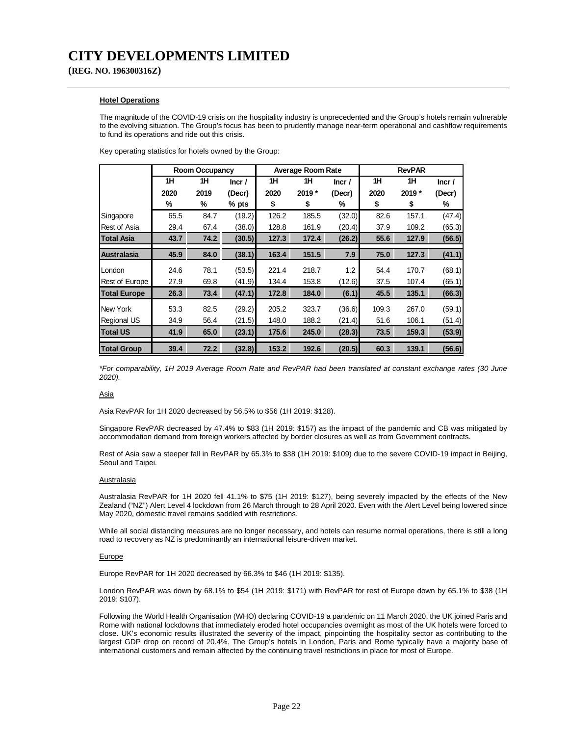# CITY DEVELOPMENTS LIMITED

**(REG. NO. 196300316Z)**

**Hotel Operations**

The magnitude of the COVID-19 crisis on the hospitality industry is unprecedented and the Group's hotels remain vulnerable to the evolving situation. The Group's focus has been to prudently manage near-term operational and cashflow requirements to fund its operations and ride out this crisis.

Key operating statistics for hotels owned by the Group:

| | Room Occupancy | | | Average Room Rate | | | RevPAR | | |
|---|---|---|---|---|---|---|---|---|---|
| | 1H 2020 | 1H 2019 | Incr / (Decr) | 1H 2020 | 1H 2019 * | Incr / (Decr) | 1H 2020 | 1H 2019 * | Incr / (Decr) |
| | % | % | % pts | $ | $ | % | $ | $ | % |
| Singapore | 65.5 | 84.7 | (19.2) | 126.2 | 185.5 | (32.0) | 82.6 | 157.1 | (47.4) |
| Rest of Asia | 29.4 | 67.4 | (38.0) | 128.8 | 161.9 | (20.4) | 37.9 | 109.2 | (65.3) |
| **Total Asia** | **43.7** | **74.2** | **(30.5)** | **127.3** | **172.4** | **(26.2)** | **55.6** | **127.9** | **(56.5)** |
| **Australasia** | **45.9** | **84.0** | **(38.1)** | **163.4** | **151.5** | **7.9** | **75.0** | **127.3** | **(41.1)** |
| London | 24.6 | 78.1 | (53.5) | 221.4 | 218.7 | 1.2 | 54.4 | 170.7 | (68.1) |
| Rest of Europe | 27.9 | 69.8 | (41.9) | 134.4 | 153.8 | (12.6) | 37.5 | 107.4 | (65.1) |
| **Total Europe** | **26.3** | **73.4** | **(47.1)** | **172.8** | **184.0** | **(6.1)** | **45.5** | **135.1** | **(66.3)** |
| New York | 53.3 | 82.5 | (29.2) | 205.2 | 323.7 | (36.6) | 109.3 | 267.0 | (59.1) |
| Regional US | 34.9 | 56.4 | (21.5) | 148.0 | 188.2 | (21.4) | 51.6 | 106.1 | (51.4) |
| **Total US** | **41.9** | **65.0** | **(23.1)** | **175.6** | **245.0** | **(28.3)** | **73.5** | **159.3** | **(53.9)** |
| **Total Group** | **39.4** | **72.2** | **(32.8)** | **153.2** | **192.6** | **(20.5)** | **60.3** | **139.1** | **(56.6)** |

*\*For comparability, 1H 2019 Average Room Rate and RevPAR had been translated at constant exchange rates (30 June 2020).*

Asia

Asia RevPAR for 1H 2020 decreased by 56.5% to $56 (1H 2019: $128).

Singapore RevPAR decreased by 47.4% to $83 (1H 2019: $157) as the impact of the pandemic and CB was mitigated by accommodation demand from foreign workers affected by border closures as well as from Government contracts.

Rest of Asia saw a steeper fall in RevPAR by 65.3% to $38 (1H 2019: $109) due to the severe COVID-19 impact in Beijing, Seoul and Taipei.

Australasia

Australasia RevPAR for 1H 2020 fell 41.1% to $75 (1H 2019: $127), being severely impacted by the effects of the New Zealand ("NZ") Alert Level 4 lockdown from 26 March through to 28 April 2020. Even with the Alert Level being lowered since May 2020, domestic travel remains saddled with restrictions.

While all social distancing measures are no longer necessary, and hotels can resume normal operations, there is still a long road to recovery as NZ is predominantly an international leisure-driven market.

Europe

Europe RevPAR for 1H 2020 decreased by 66.3% to $46 (1H 2019: $135).

London RevPAR was down by 68.1% to $54 (1H 2019: $171) with RevPAR for rest of Europe down by 65.1% to $38 (1H 2019: $107).

Following the World Health Organisation (WHO) declaring COVID-19 a pandemic on 11 March 2020, the UK joined Paris and Rome with national lockdowns that immediately eroded hotel occupancies overnight as most of the UK hotels were forced to close. UK's economic results illustrated the severity of the impact, pinpointing the hospitality sector as contributing to the largest GDP drop on record of 20.4%. The Group's hotels in London, Paris and Rome typically have a majority base of international customers and remain affected by the continuing travel restrictions in place for most of Europe.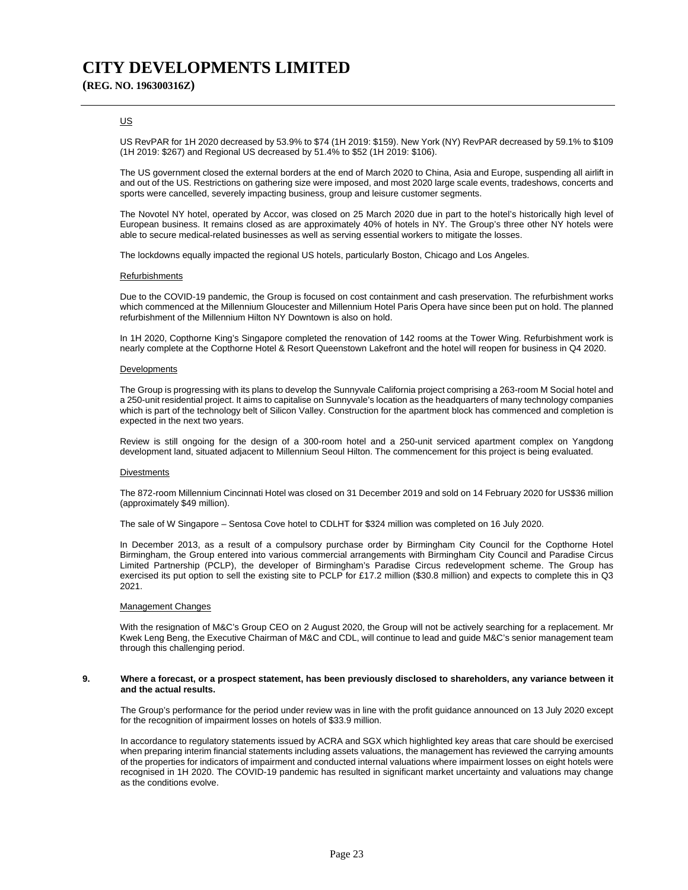US

US RevPAR for 1H 2020 decreased by 53.9% to $74 (1H 2019: $159). New York (NY) RevPAR decreased by 59.1% to $109 (1H 2019: $267) and Regional US decreased by 51.4% to $52 (1H 2019: $106).

The US government closed the external borders at the end of March 2020 to China, Asia and Europe, suspending all airlift in and out of the US. Restrictions on gathering size were imposed, and most 2020 large scale events, tradeshows, concerts and sports were cancelled, severely impacting business, group and leisure customer segments.

The Novotel NY hotel, operated by Accor, was closed on 25 March 2020 due in part to the hotel's historically high level of European business. It remains closed as are approximately 40% of hotels in NY. The Group's three other NY hotels were able to secure medical-related businesses as well as serving essential workers to mitigate the losses.

The lockdowns equally impacted the regional US hotels, particularly Boston, Chicago and Los Angeles.

Refurbishments

Due to the COVID-19 pandemic, the Group is focused on cost containment and cash preservation. The refurbishment works which commenced at the Millennium Gloucester and Millennium Hotel Paris Opera have since been put on hold. The planned refurbishment of the Millennium Hilton NY Downtown is also on hold.

In 1H 2020, Copthorne King's Singapore completed the renovation of 142 rooms at the Tower Wing. Refurbishment work is nearly complete at the Copthorne Hotel & Resort Queenstown Lakefront and the hotel will reopen for business in Q4 2020.

Developments

The Group is progressing with its plans to develop the Sunnyvale California project comprising a 263-room M Social hotel and a 250-unit residential project. It aims to capitalise on Sunnyvale's location as the headquarters of many technology companies which is part of the technology belt of Silicon Valley. Construction for the apartment block has commenced and completion is expected in the next two years.

Review is still ongoing for the design of a 300-room hotel and a 250-unit serviced apartment complex on Yangdong development land, situated adjacent to Millennium Seoul Hilton. The commencement for this project is being evaluated.

Divestments

The 872-room Millennium Cincinnati Hotel was closed on 31 December 2019 and sold on 14 February 2020 for US$36 million (approximately $49 million).

The sale of W Singapore – Sentosa Cove hotel to CDLHT for $324 million was completed on 16 July 2020.

In December 2013, as a result of a compulsory purchase order by Birmingham City Council for the Copthorne Hotel Birmingham, the Group entered into various commercial arrangements with Birmingham City Council and Paradise Circus Limited Partnership (PCLP), the developer of Birmingham's Paradise Circus redevelopment scheme. The Group has exercised its put option to sell the existing site to PCLP for £17.2 million ($30.8 million) and expects to complete this in Q3 2021.

Management Changes

With the resignation of M&C's Group CEO on 2 August 2020, the Group will not be actively searching for a replacement. Mr Kwek Leng Beng, the Executive Chairman of M&C and CDL, will continue to lead and guide M&C's senior management team through this challenging period.

**9. Where a forecast, or a prospect statement, has been previously disclosed to shareholders, any variance between it and the actual results.**

The Group's performance for the period under review was in line with the profit guidance announced on 13 July 2020 except for the recognition of impairment losses on hotels of $33.9 million.

In accordance to regulatory statements issued by ACRA and SGX which highlighted key areas that care should be exercised when preparing interim financial statements including assets valuations, the management has reviewed the carrying amounts of the properties for indicators of impairment and conducted internal valuations where impairment losses on eight hotels were recognised in 1H 2020. The COVID-19 pandemic has resulted in significant market uncertainty and valuations may change as the conditions evolve.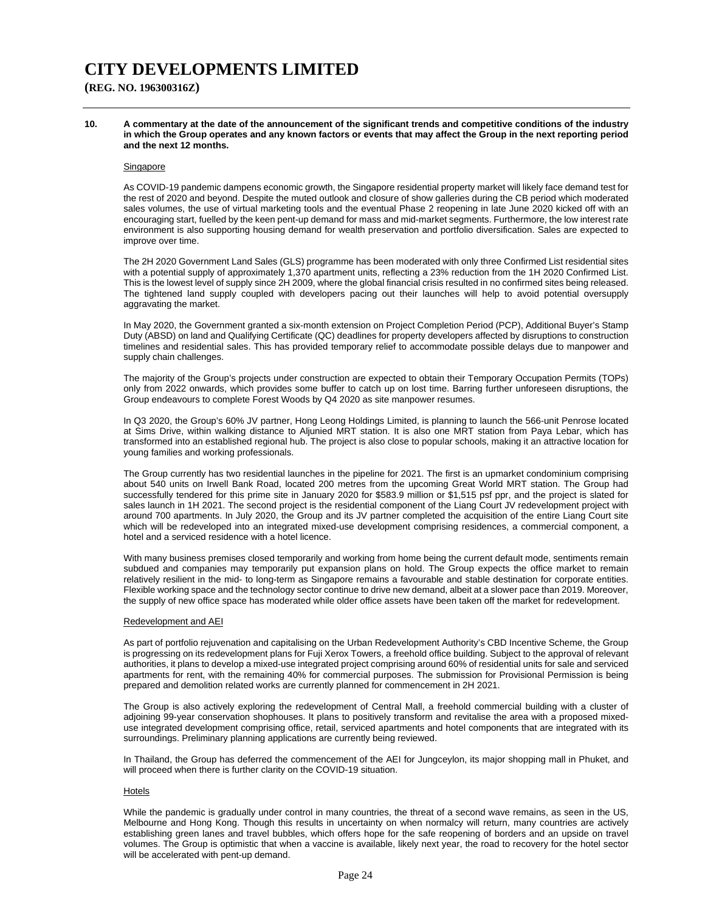# CITY DEVELOPMENTS LIMITED

**(REG. NO. 196300316Z)**

**10. A commentary at the date of the announcement of the significant trends and competitive conditions of the industry in which the Group operates and any known factors or events that may affect the Group in the next reporting period and the next 12 months.**

Singapore

As COVID-19 pandemic dampens economic growth, the Singapore residential property market will likely face demand test for the rest of 2020 and beyond. Despite the muted outlook and closure of show galleries during the CB period which moderated sales volumes, the use of virtual marketing tools and the eventual Phase 2 reopening in late June 2020 kicked off with an encouraging start, fuelled by the keen pent-up demand for mass and mid-market segments. Furthermore, the low interest rate environment is also supporting housing demand for wealth preservation and portfolio diversification. Sales are expected to improve over time.

The 2H 2020 Government Land Sales (GLS) programme has been moderated with only three Confirmed List residential sites with a potential supply of approximately 1,370 apartment units, reflecting a 23% reduction from the 1H 2020 Confirmed List. This is the lowest level of supply since 2H 2009, where the global financial crisis resulted in no confirmed sites being released. The tightened land supply coupled with developers pacing out their launches will help to avoid potential oversupply aggravating the market.

In May 2020, the Government granted a six-month extension on Project Completion Period (PCP), Additional Buyer's Stamp Duty (ABSD) on land and Qualifying Certificate (QC) deadlines for property developers affected by disruptions to construction timelines and residential sales. This has provided temporary relief to accommodate possible delays due to manpower and supply chain challenges.

The majority of the Group's projects under construction are expected to obtain their Temporary Occupation Permits (TOPs) only from 2022 onwards, which provides some buffer to catch up on lost time. Barring further unforeseen disruptions, the Group endeavours to complete Forest Woods by Q4 2020 as site manpower resumes.

In Q3 2020, the Group's 60% JV partner, Hong Leong Holdings Limited, is planning to launch the 566-unit Penrose located at Sims Drive, within walking distance to Aljunied MRT station. It is also one MRT station from Paya Lebar, which has transformed into an established regional hub. The project is also close to popular schools, making it an attractive location for young families and working professionals.

The Group currently has two residential launches in the pipeline for 2021. The first is an upmarket condominium comprising about 540 units on Irwell Bank Road, located 200 metres from the upcoming Great World MRT station. The Group had successfully tendered for this prime site in January 2020 for $583.9 million or $1,515 psf ppr, and the project is slated for sales launch in 1H 2021. The second project is the residential component of the Liang Court JV redevelopment project with around 700 apartments. In July 2020, the Group and its JV partner completed the acquisition of the entire Liang Court site which will be redeveloped into an integrated mixed-use development comprising residences, a commercial component, a hotel and a serviced residence with a hotel licence.

With many business premises closed temporarily and working from home being the current default mode, sentiments remain subdued and companies may temporarily put expansion plans on hold. The Group expects the office market to remain relatively resilient in the mid- to long-term as Singapore remains a favourable and stable destination for corporate entities. Flexible working space and the technology sector continue to drive new demand, albeit at a slower pace than 2019. Moreover, the supply of new office space has moderated while older office assets have been taken off the market for redevelopment.

Redevelopment and AEI

As part of portfolio rejuvenation and capitalising on the Urban Redevelopment Authority's CBD Incentive Scheme, the Group is progressing on its redevelopment plans for Fuji Xerox Towers, a freehold office building. Subject to the approval of relevant authorities, it plans to develop a mixed-use integrated project comprising around 60% of residential units for sale and serviced apartments for rent, with the remaining 40% for commercial purposes. The submission for Provisional Permission is being prepared and demolition related works are currently planned for commencement in 2H 2021.

The Group is also actively exploring the redevelopment of Central Mall, a freehold commercial building with a cluster of adjoining 99-year conservation shophouses. It plans to positively transform and revitalise the area with a proposed mixed-use integrated development comprising office, retail, serviced apartments and hotel components that are integrated with its surroundings. Preliminary planning applications are currently being reviewed.

In Thailand, the Group has deferred the commencement of the AEI for Jungceylon, its major shopping mall in Phuket, and will proceed when there is further clarity on the COVID-19 situation.

Hotels

While the pandemic is gradually under control in many countries, the threat of a second wave remains, as seen in the US, Melbourne and Hong Kong. Though this results in uncertainty on when normalcy will return, many countries are actively establishing green lanes and travel bubbles, which offers hope for the safe reopening of borders and an upside on travel volumes. The Group is optimistic that when a vaccine is available, likely next year, the road to recovery for the hotel sector will be accelerated with pent-up demand.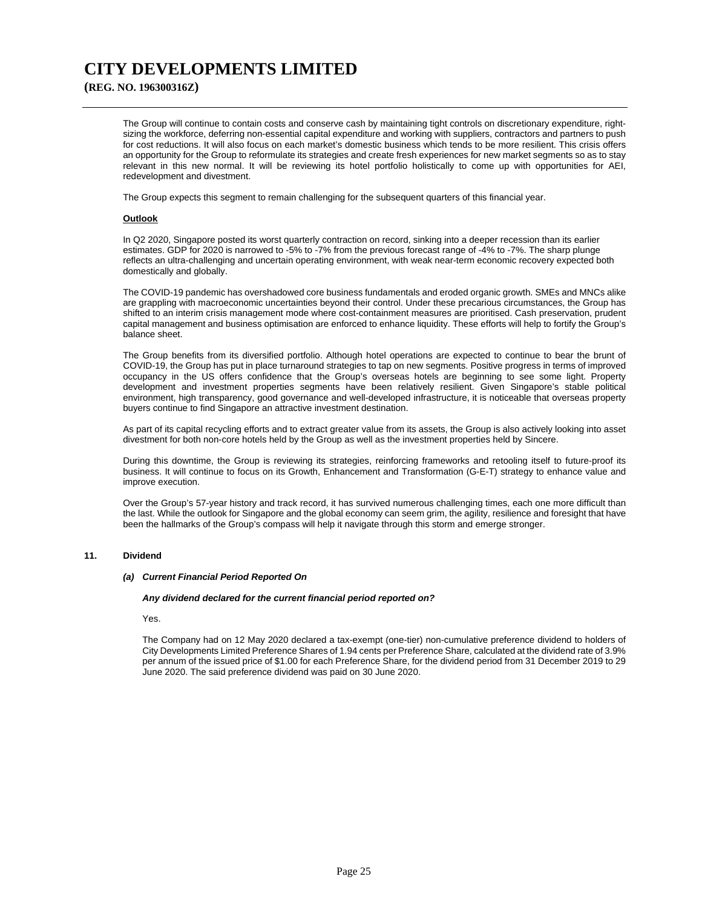The Group will continue to contain costs and conserve cash by maintaining tight controls on discretionary expenditure, right-sizing the workforce, deferring non-essential capital expenditure and working with suppliers, contractors and partners to push for cost reductions. It will also focus on each market's domestic business which tends to be more resilient. This crisis offers an opportunity for the Group to reformulate its strategies and create fresh experiences for new market segments so as to stay relevant in this new normal. It will be reviewing its hotel portfolio holistically to come up with opportunities for AEI, redevelopment and divestment.

The Group expects this segment to remain challenging for the subsequent quarters of this financial year.

**Outlook**

In Q2 2020, Singapore posted its worst quarterly contraction on record, sinking into a deeper recession than its earlier estimates. GDP for 2020 is narrowed to -5% to -7% from the previous forecast range of -4% to -7%. The sharp plunge reflects an ultra-challenging and uncertain operating environment, with weak near-term economic recovery expected both domestically and globally.

The COVID-19 pandemic has overshadowed core business fundamentals and eroded organic growth. SMEs and MNCs alike are grappling with macroeconomic uncertainties beyond their control. Under these precarious circumstances, the Group has shifted to an interim crisis management mode where cost-containment measures are prioritised. Cash preservation, prudent capital management and business optimisation are enforced to enhance liquidity. These efforts will help to fortify the Group's balance sheet.

The Group benefits from its diversified portfolio. Although hotel operations are expected to continue to bear the brunt of COVID-19, the Group has put in place turnaround strategies to tap on new segments. Positive progress in terms of improved occupancy in the US offers confidence that the Group's overseas hotels are beginning to see some light. Property development and investment properties segments have been relatively resilient. Given Singapore's stable political environment, high transparency, good governance and well-developed infrastructure, it is noticeable that overseas property buyers continue to find Singapore an attractive investment destination.

As part of its capital recycling efforts and to extract greater value from its assets, the Group is also actively looking into asset divestment for both non-core hotels held by the Group as well as the investment properties held by Sincere.

During this downtime, the Group is reviewing its strategies, reinforcing frameworks and retooling itself to future-proof its business. It will continue to focus on its Growth, Enhancement and Transformation (G-E-T) strategy to enhance value and improve execution.

Over the Group's 57-year history and track record, it has survived numerous challenging times, each one more difficult than the last. While the outlook for Singapore and the global economy can seem grim, the agility, resilience and foresight that have been the hallmarks of the Group's compass will help it navigate through this storm and emerge stronger.

## 11. Dividend

### *(a) Current Financial Period Reported On*

***Any dividend declared for the current financial period reported on?***

Yes.

The Company had on 12 May 2020 declared a tax-exempt (one-tier) non-cumulative preference dividend to holders of City Developments Limited Preference Shares of 1.94 cents per Preference Share, calculated at the dividend rate of 3.9% per annum of the issued price of $1.00 for each Preference Share, for the dividend period from 31 December 2019 to 29 June 2020. The said preference dividend was paid on 30 June 2020.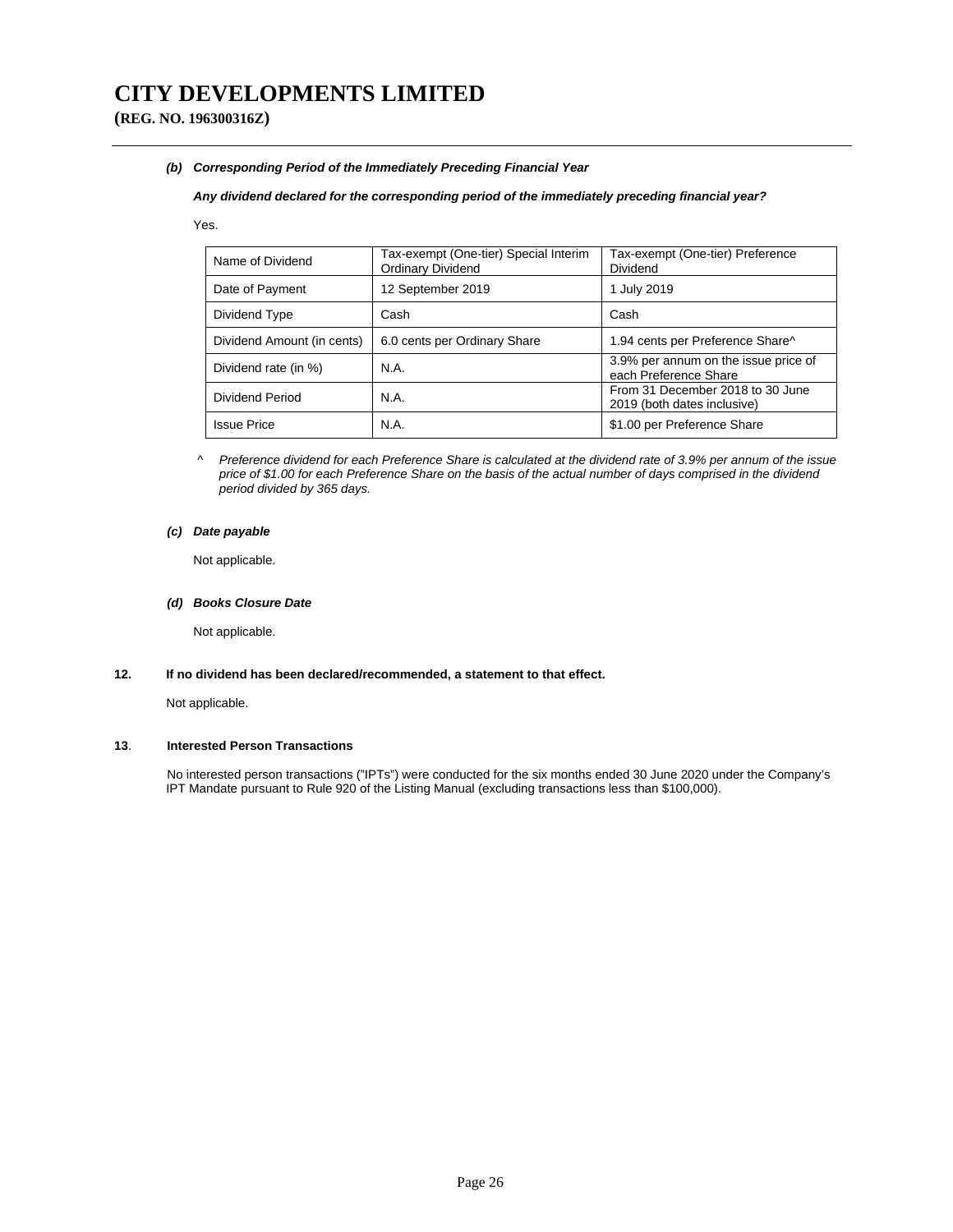# CITY DEVELOPMENTS LIMITED

**(REG. NO. 196300316Z)**

***(b) Corresponding Period of the Immediately Preceding Financial Year***

***Any dividend declared for the corresponding period of the immediately preceding financial year?***

Yes.

| Name of Dividend | Tax-exempt (One-tier) Special Interim Ordinary Dividend | Tax-exempt (One-tier) Preference Dividend |
|---|---|---|
| Date of Payment | 12 September 2019 | 1 July 2019 |
| Dividend Type | Cash | Cash |
| Dividend Amount (in cents) | 6.0 cents per Ordinary Share | 1.94 cents per Preference Share^ |
| Dividend rate (in %) | N.A. | 3.9% per annum on the issue price of each Preference Share |
| Dividend Period | N.A. | From 31 December 2018 to 30 June 2019 (both dates inclusive) |
| Issue Price | N.A. | $1.00 per Preference Share |

^ *Preference dividend for each Preference Share is calculated at the dividend rate of 3.9% per annum of the issue price of $1.00 for each Preference Share on the basis of the actual number of days comprised in the dividend period divided by 365 days.*

***(c) Date payable***

Not applicable.

***(d) Books Closure Date***

Not applicable.

**12. If no dividend has been declared/recommended, a statement to that effect.**

Not applicable.

**13. Interested Person Transactions**

No interested person transactions ("IPTs") were conducted for the six months ended 30 June 2020 under the Company's IPT Mandate pursuant to Rule 920 of the Listing Manual (excluding transactions less than $100,000).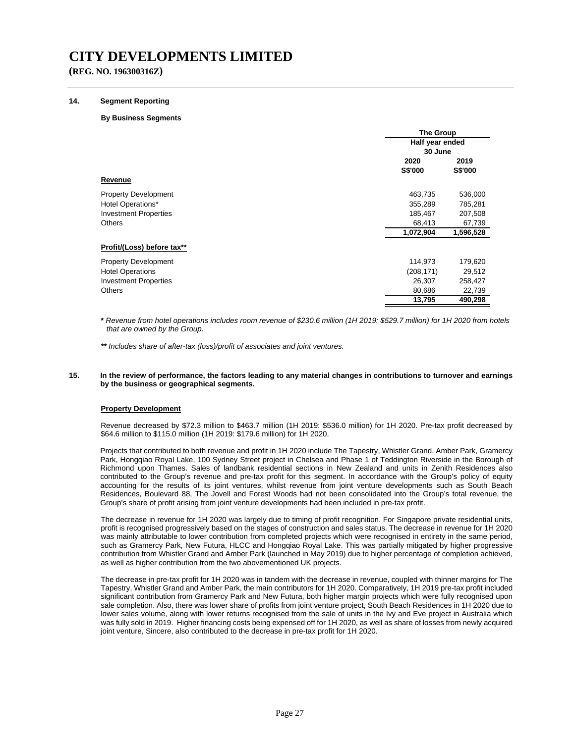# CITY DEVELOPMENTS LIMITED

**(REG. NO. 196300316Z)**

**14. Segment Reporting**

**By Business Segments**

| | The Group | |
|---|---|---|
| | Half year ended 30 June | |
| | 2020 S$'000 | 2019 S$'000 |
| **Revenue** | | |
| Property Development | 463,735 | 536,000 |
| Hotel Operations* | 355,289 | 785,281 |
| Investment Properties | 185,467 | 207,508 |
| Others | 68,413 | 67,739 |
| | **1,072,904** | **1,596,528** |
| **Profit/(Loss) before tax**** | | |
| Property Development | 114,973 | 179,620 |
| Hotel Operations | (208,171) | 29,512 |
| Investment Properties | 26,307 | 258,427 |
| Others | 80,686 | 22,739 |
| | **13,795** | **490,298** |

**\*** *Revenue from hotel operations includes room revenue of $230.6 million (1H 2019: $529.7 million) for 1H 2020 from hotels that are owned by the Group.*

**\*\*** *Includes share of after-tax (loss)/profit of associates and joint ventures.*

**15. In the review of performance, the factors leading to any material changes in contributions to turnover and earnings by the business or geographical segments.**

**Property Development**

Revenue decreased by $72.3 million to $463.7 million (1H 2019: $536.0 million) for 1H 2020. Pre-tax profit decreased by $64.6 million to $115.0 million (1H 2019: $179.6 million) for 1H 2020.

Projects that contributed to both revenue and profit in 1H 2020 include The Tapestry, Whistler Grand, Amber Park, Gramercy Park, Hongqiao Royal Lake, 100 Sydney Street project in Chelsea and Phase 1 of Teddington Riverside in the Borough of Richmond upon Thames. Sales of landbank residential sections in New Zealand and units in Zenith Residences also contributed to the Group's revenue and pre-tax profit for this segment. In accordance with the Group's policy of equity accounting for the results of its joint ventures, whilst revenue from joint venture developments such as South Beach Residences, Boulevard 88, The Jovell and Forest Woods had not been consolidated into the Group's total revenue, the Group's share of profit arising from joint venture developments had been included in pre-tax profit.

The decrease in revenue for 1H 2020 was largely due to timing of profit recognition. For Singapore private residential units, profit is recognised progressively based on the stages of construction and sales status. The decrease in revenue for 1H 2020 was mainly attributable to lower contribution from completed projects which were recognised in entirety in the same period, such as Gramercy Park, New Futura, HLCC and Hongqiao Royal Lake. This was partially mitigated by higher progressive contribution from Whistler Grand and Amber Park (launched in May 2019) due to higher percentage of completion achieved, as well as higher contribution from the two abovementioned UK projects.

The decrease in pre-tax profit for 1H 2020 was in tandem with the decrease in revenue, coupled with thinner margins for The Tapestry, Whistler Grand and Amber Park, the main contributors for 1H 2020. Comparatively, 1H 2019 pre-tax profit included significant contribution from Gramercy Park and New Futura, both higher margin projects which were fully recognised upon sale completion. Also, there was lower share of profits from joint venture project, South Beach Residences in 1H 2020 due to lower sales volume, along with lower returns recognised from the sale of units in the Ivy and Eve project in Australia which was fully sold in 2019. Higher financing costs being expensed off for 1H 2020, as well as share of losses from newly acquired joint venture, Sincere, also contributed to the decrease in pre-tax profit for 1H 2020.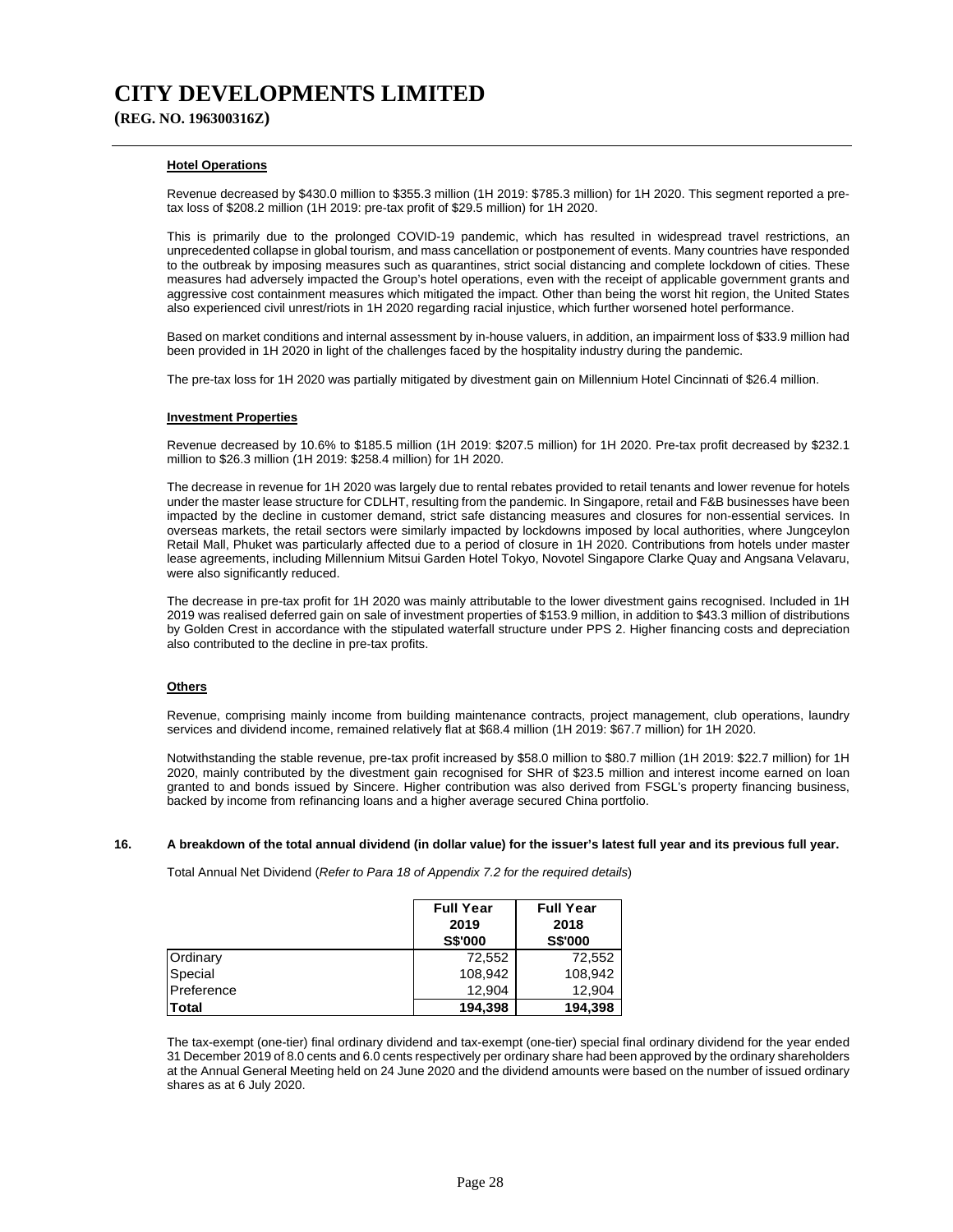**Hotel Operations**

Revenue decreased by $430.0 million to $355.3 million (1H 2019: $785.3 million) for 1H 2020. This segment reported a pre-tax loss of $208.2 million (1H 2019: pre-tax profit of $29.5 million) for 1H 2020.

This is primarily due to the prolonged COVID-19 pandemic, which has resulted in widespread travel restrictions, an unprecedented collapse in global tourism, and mass cancellation or postponement of events. Many countries have responded to the outbreak by imposing measures such as quarantines, strict social distancing and complete lockdown of cities. These measures had adversely impacted the Group's hotel operations, even with the receipt of applicable government grants and aggressive cost containment measures which mitigated the impact. Other than being the worst hit region, the United States also experienced civil unrest/riots in 1H 2020 regarding racial injustice, which further worsened hotel performance.

Based on market conditions and internal assessment by in-house valuers, in addition, an impairment loss of $33.9 million had been provided in 1H 2020 in light of the challenges faced by the hospitality industry during the pandemic.

The pre-tax loss for 1H 2020 was partially mitigated by divestment gain on Millennium Hotel Cincinnati of $26.4 million.

**Investment Properties**

Revenue decreased by 10.6% to $185.5 million (1H 2019: $207.5 million) for 1H 2020. Pre-tax profit decreased by $232.1 million to $26.3 million (1H 2019: $258.4 million) for 1H 2020.

The decrease in revenue for 1H 2020 was largely due to rental rebates provided to retail tenants and lower revenue for hotels under the master lease structure for CDLHT, resulting from the pandemic. In Singapore, retail and F&B businesses have been impacted by the decline in customer demand, strict safe distancing measures and closures for non-essential services. In overseas markets, the retail sectors were similarly impacted by lockdowns imposed by local authorities, where Jungceylon Retail Mall, Phuket was particularly affected due to a period of closure in 1H 2020. Contributions from hotels under master lease agreements, including Millennium Mitsui Garden Hotel Tokyo, Novotel Singapore Clarke Quay and Angsana Velavaru, were also significantly reduced.

The decrease in pre-tax profit for 1H 2020 was mainly attributable to the lower divestment gains recognised. Included in 1H 2019 was realised deferred gain on sale of investment properties of $153.9 million, in addition to $43.3 million of distributions by Golden Crest in accordance with the stipulated waterfall structure under PPS 2. Higher financing costs and depreciation also contributed to the decline in pre-tax profits.

**Others**

Revenue, comprising mainly income from building maintenance contracts, project management, club operations, laundry services and dividend income, remained relatively flat at $68.4 million (1H 2019: $67.7 million) for 1H 2020.

Notwithstanding the stable revenue, pre-tax profit increased by $58.0 million to $80.7 million (1H 2019: $22.7 million) for 1H 2020, mainly contributed by the divestment gain recognised for SHR of $23.5 million and interest income earned on loan granted to and bonds issued by Sincere. Higher contribution was also derived from FSGL's property financing business, backed by income from refinancing loans and a higher average secured China portfolio.

**16. A breakdown of the total annual dividend (in dollar value) for the issuer's latest full year and its previous full year.**

Total Annual Net Dividend (*Refer to Para 18 of Appendix 7.2 for the required details*)

| | Full Year 2019 S$'000 | Full Year 2018 S$'000 |
|---|---|---|
| Ordinary | 72,552 | 72,552 |
| Special | 108,942 | 108,942 |
| Preference | 12,904 | 12,904 |
| **Total** | **194,398** | **194,398** |

The tax-exempt (one-tier) final ordinary dividend and tax-exempt (one-tier) special final ordinary dividend for the year ended 31 December 2019 of 8.0 cents and 6.0 cents respectively per ordinary share had been approved by the ordinary shareholders at the Annual General Meeting held on 24 June 2020 and the dividend amounts were based on the number of issued ordinary shares as at 6 July 2020.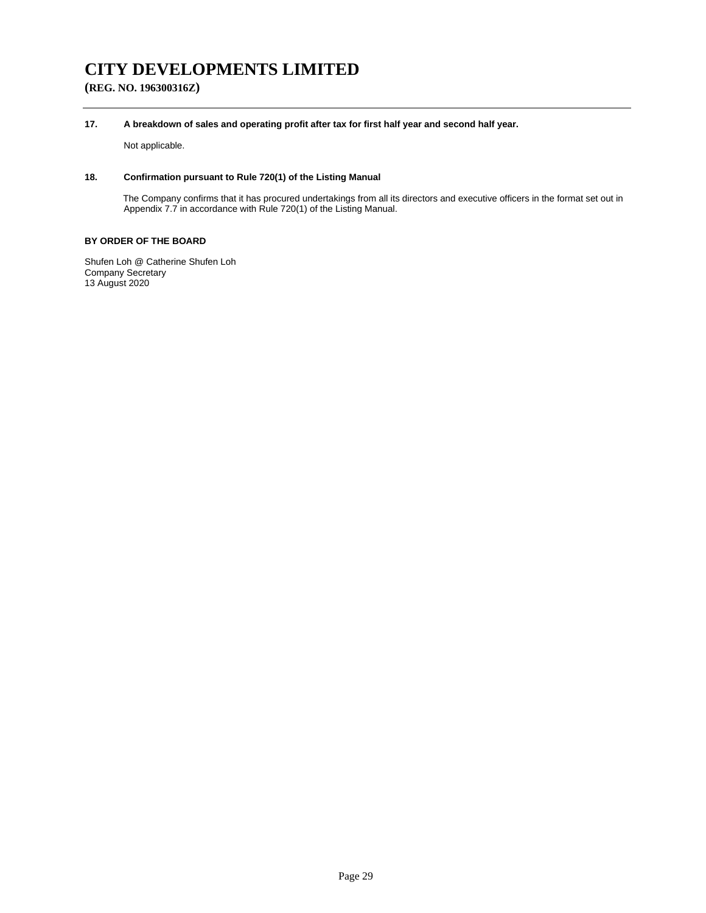# CITY DEVELOPMENTS LIMITED

**(REG. NO. 196300316Z)**

**17. A breakdown of sales and operating profit after tax for first half year and second half year.**

Not applicable.

**18. Confirmation pursuant to Rule 720(1) of the Listing Manual**

The Company confirms that it has procured undertakings from all its directors and executive officers in the format set out in Appendix 7.7 in accordance with Rule 720(1) of the Listing Manual.

**BY ORDER OF THE BOARD**

Shufen Loh @ Catherine Shufen Loh
Company Secretary
13 August 2020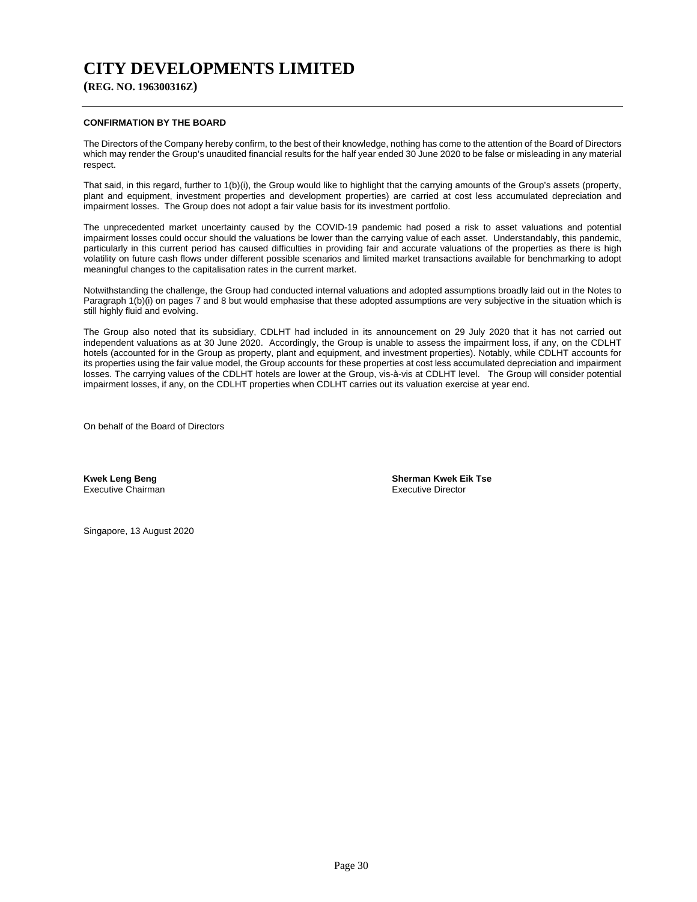# CITY DEVELOPMENTS LIMITED

**(REG. NO. 196300316Z)**

**CONFIRMATION BY THE BOARD**

The Directors of the Company hereby confirm, to the best of their knowledge, nothing has come to the attention of the Board of Directors which may render the Group's unaudited financial results for the half year ended 30 June 2020 to be false or misleading in any material respect.

That said, in this regard, further to 1(b)(i), the Group would like to highlight that the carrying amounts of the Group's assets (property, plant and equipment, investment properties and development properties) are carried at cost less accumulated depreciation and impairment losses. The Group does not adopt a fair value basis for its investment portfolio.

The unprecedented market uncertainty caused by the COVID-19 pandemic had posed a risk to asset valuations and potential impairment losses could occur should the valuations be lower than the carrying value of each asset. Understandably, this pandemic, particularly in this current period has caused difficulties in providing fair and accurate valuations of the properties as there is high volatility on future cash flows under different possible scenarios and limited market transactions available for benchmarking to adopt meaningful changes to the capitalisation rates in the current market.

Notwithstanding the challenge, the Group had conducted internal valuations and adopted assumptions broadly laid out in the Notes to Paragraph 1(b)(i) on pages 7 and 8 but would emphasise that these adopted assumptions are very subjective in the situation which is still highly fluid and evolving.

The Group also noted that its subsidiary, CDLHT had included in its announcement on 29 July 2020 that it has not carried out independent valuations as at 30 June 2020. Accordingly, the Group is unable to assess the impairment loss, if any, on the CDLHT hotels (accounted for in the Group as property, plant and equipment, and investment properties). Notably, while CDLHT accounts for its properties using the fair value model, the Group accounts for these properties at cost less accumulated depreciation and impairment losses. The carrying values of the CDLHT hotels are lower at the Group, vis-à-vis at CDLHT level. The Group will consider potential impairment losses, if any, on the CDLHT properties when CDLHT carries out its valuation exercise at year end.

On behalf of the Board of Directors

**Kwek Leng Beng**
Executive Chairman

**Sherman Kwek Eik Tse**
Executive Director

Singapore, 13 August 2020